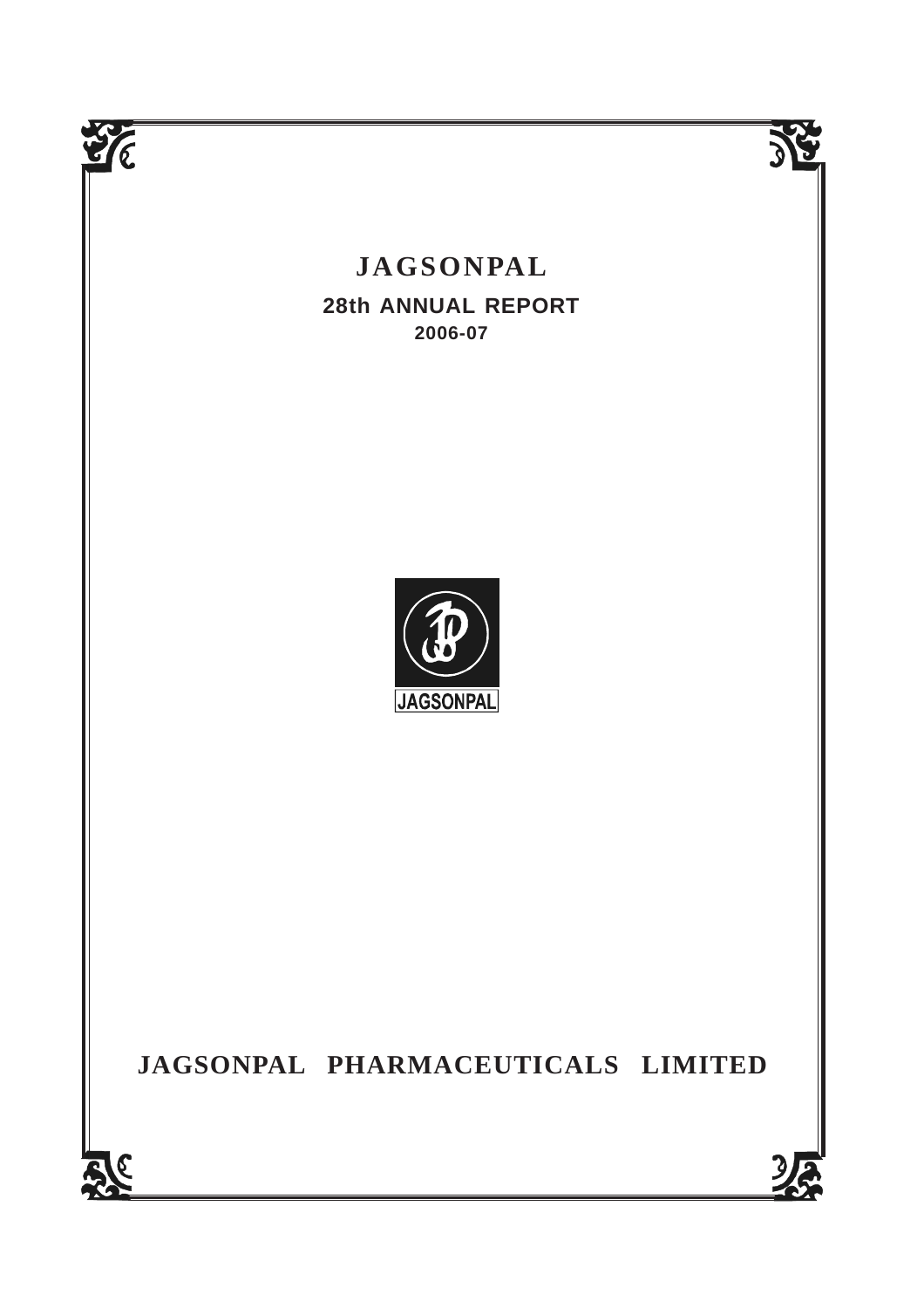# JAGSONPAL

## 28th ANNUAL REPORT

**2006-07**

JAGSONPAL

# JAGSONPAL PHARMACEUTICALS LIMITED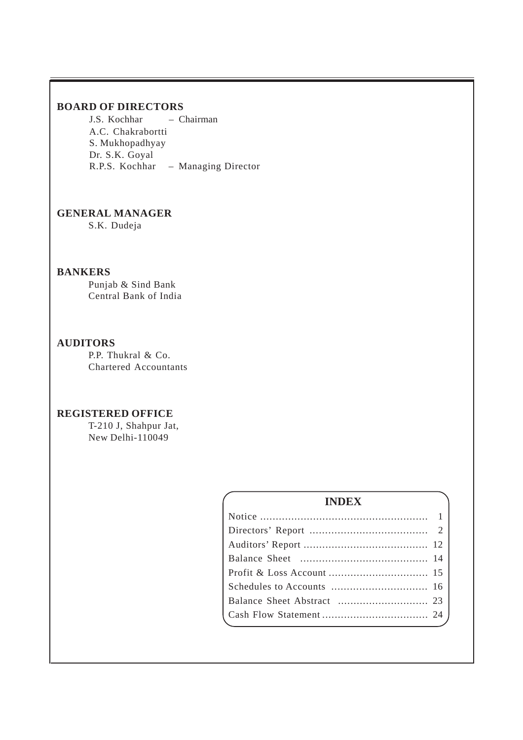## BOARD OF DIRECTORS

J.S. Kochhar – Chairman
A.C. Chakrabortti
S. Mukhopadhyay
Dr. S.K. Goyal
R.P.S. Kochhar – Managing Director

## GENERAL MANAGER

S.K. Dudeja

## BANKERS

Punjab & Sind Bank
Central Bank of India

## AUDITORS

P.P. Thukral & Co.
Chartered Accountants

## REGISTERED OFFICE

T-210 J, Shahpur Jat,
New Delhi-110049

## INDEX

| | |
|---|---|
| Notice | 1 |
| Directors' Report | 2 |
| Auditors' Report | 12 |
| Balance Sheet | 14 |
| Profit & Loss Account | 15 |
| Schedules to Accounts | 16 |
| Balance Sheet Abstract | 23 |
| Cash Flow Statement | 24 |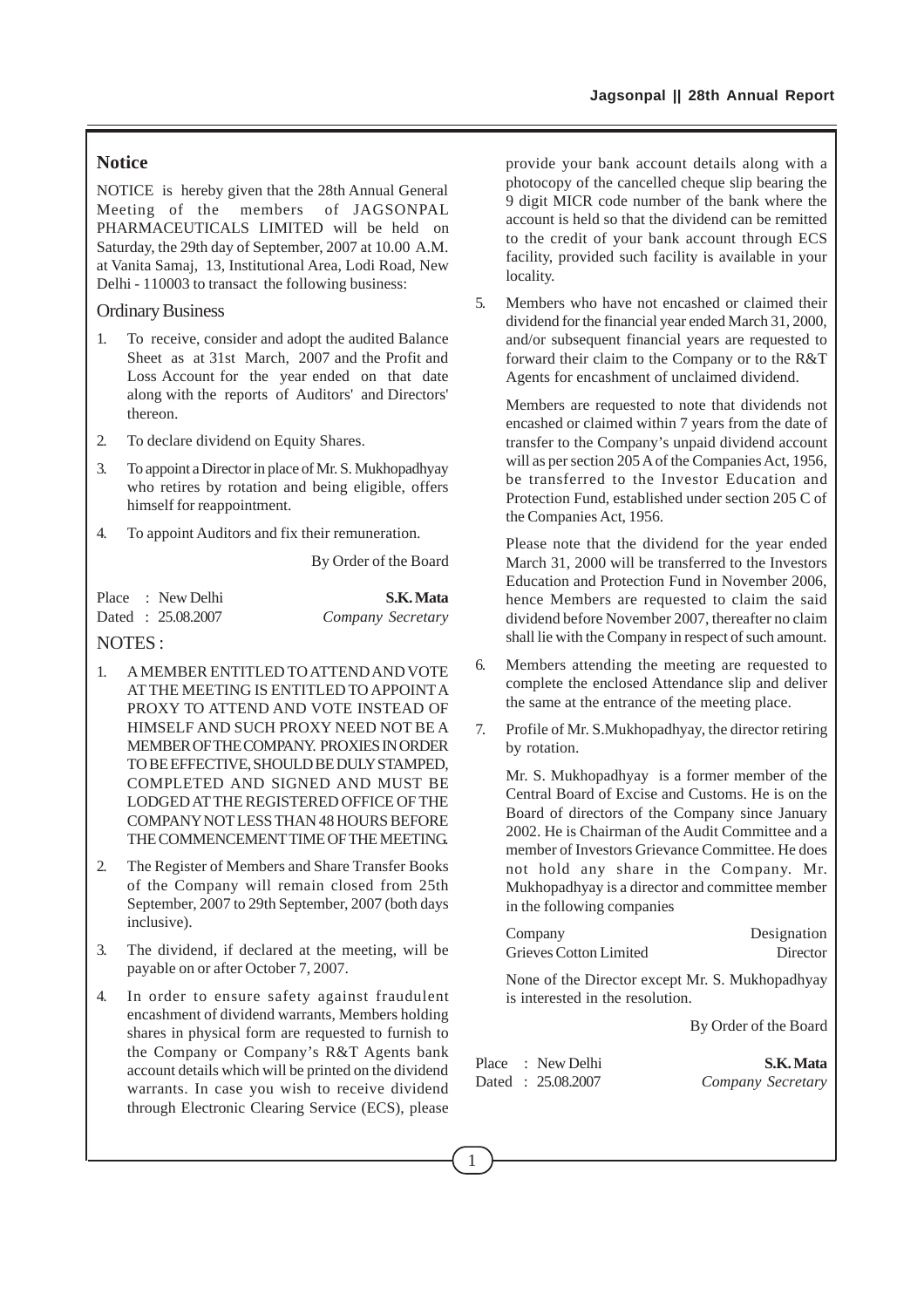## Notice

NOTICE is hereby given that the 28th Annual General Meeting of the members of JAGSONPAL PHARMACEUTICALS LIMITED will be held on Saturday, the 29th day of September, 2007 at 10.00 A.M. at Vanita Samaj, 13, Institutional Area, Lodi Road, New Delhi - 110003 to transact the following business:

### Ordinary Business

1. To receive, consider and adopt the audited Balance Sheet as at 31st March, 2007 and the Profit and Loss Account for the year ended on that date along with the reports of Auditors' and Directors' thereon.
2. To declare dividend on Equity Shares.
3. To appoint a Director in place of Mr. S. Mukhopadhyay who retires by rotation and being eligible, offers himself for reappointment.
4. To appoint Auditors and fix their remuneration.

By Order of the Board

Place : New Delhi
Dated : 25.08.2007

**S.K. Mata**
*Company Secretary*

### NOTES :

1. A MEMBER ENTITLED TO ATTEND AND VOTE AT THE MEETING IS ENTITLED TO APPOINT A PROXY TO ATTEND AND VOTE INSTEAD OF HIMSELF AND SUCH PROXY NEED NOT BE A MEMBER OF THE COMPANY. PROXIES IN ORDER TO BE EFFECTIVE, SHOULD BE DULY STAMPED, COMPLETED AND SIGNED AND MUST BE LODGED AT THE REGISTERED OFFICE OF THE COMPANY NOT LESS THAN 48 HOURS BEFORE THE COMMENCEMENT TIME OF THE MEETING.
2. The Register of Members and Share Transfer Books of the Company will remain closed from 25th September, 2007 to 29th September, 2007 (both days inclusive).
3. The dividend, if declared at the meeting, will be payable on or after October 7, 2007.
4. In order to ensure safety against fraudulent encashment of dividend warrants, Members holding shares in physical form are requested to furnish to the Company or Company's R&T Agents bank account details which will be printed on the dividend warrants. In case you wish to receive dividend through Electronic Clearing Service (ECS), please provide your bank account details along with a photocopy of the cancelled cheque slip bearing the 9 digit MICR code number of the bank where the account is held so that the dividend can be remitted to the credit of your bank account through ECS facility, provided such facility is available in your locality.
5. Members who have not encashed or claimed their dividend for the financial year ended March 31, 2000, and/or subsequent financial years are requested to forward their claim to the Company or to the R&T Agents for encashment of unclaimed dividend.

   Members are requested to note that dividends not encashed or claimed within 7 years from the date of transfer to the Company's unpaid dividend account will as per section 205 A of the Companies Act, 1956, be transferred to the Investor Education and Protection Fund, established under section 205 C of the Companies Act, 1956.

   Please note that the dividend for the year ended March 31, 2000 will be transferred to the Investors Education and Protection Fund in November 2006, hence Members are requested to claim the said dividend before November 2007, thereafter no claim shall lie with the Company in respect of such amount.
6. Members attending the meeting are requested to complete the enclosed Attendance slip and deliver the same at the entrance of the meeting place.
7. Profile of Mr. S.Mukhopadhyay, the director retiring by rotation.

   Mr. S. Mukhopadhyay is a former member of the Central Board of Excise and Customs. He is on the Board of directors of the Company since January 2002. He is Chairman of the Audit Committee and a member of Investors Grievance Committee. He does not hold any share in the Company. Mr. Mukhopadhyay is a director and committee member in the following companies

| Company | Designation |
|---|---|
| Grieves Cotton Limited | Director |

   None of the Director except Mr. S. Mukhopadhyay is interested in the resolution.

By Order of the Board

Place : New Delhi
Dated : 25.08.2007

**S.K. Mata**
*Company Secretary*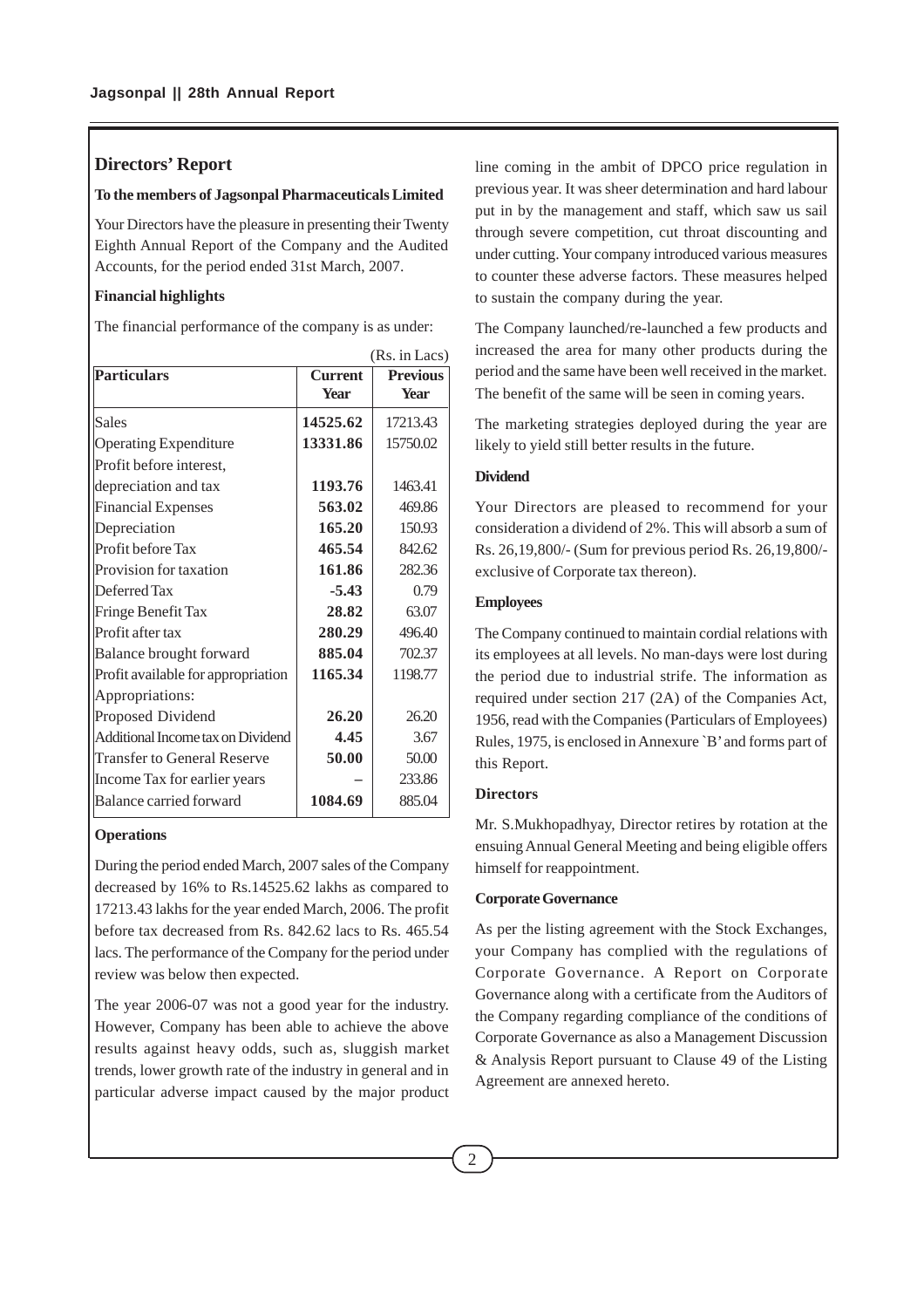## Directors' Report

**To the members of Jagsonpal Pharmaceuticals Limited**

Your Directors have the pleasure in presenting their Twenty Eighth Annual Report of the Company and the Audited Accounts, for the period ended 31st March, 2007.

**Financial highlights**

The financial performance of the company is as under:

(Rs. in Lacs)

| Particulars | Current Year | Previous Year |
|---|---|---|
| Sales | **14525.62** | 17213.43 |
| Operating Expenditure | **13331.86** | 15750.02 |
| Profit before interest, depreciation and tax | **1193.76** | 1463.41 |
| Financial Expenses | **563.02** | 469.86 |
| Depreciation | **165.20** | 150.93 |
| Profit before Tax | **465.54** | 842.62 |
| Provision for taxation | **161.86** | 282.36 |
| Deferred Tax | **-5.43** | 0.79 |
| Fringe Benefit Tax | **28.82** | 63.07 |
| Profit after tax | **280.29** | 496.40 |
| Balance brought forward | **885.04** | 702.37 |
| Profit available for appropriation | **1165.34** | 1198.77 |
| Appropriations: | | |
| Proposed Dividend | **26.20** | 26.20 |
| Additional Income tax on Dividend | **4.45** | 3.67 |
| Transfer to General Reserve | **50.00** | 50.00 |
| Income Tax for earlier years | – | 233.86 |
| Balance carried forward | **1084.69** | 885.04 |

**Operations**

During the period ended March, 2007 sales of the Company decreased by 16% to Rs.14525.62 lakhs as compared to 17213.43 lakhs for the year ended March, 2006. The profit before tax decreased from Rs. 842.62 lacs to Rs. 465.54 lacs. The performance of the Company for the period under review was below then expected.

The year 2006-07 was not a good year for the industry. However, Company has been able to achieve the above results against heavy odds, such as, sluggish market trends, lower growth rate of the industry in general and in particular adverse impact caused by the major product line coming in the ambit of DPCO price regulation in previous year. It was sheer determination and hard labour put in by the management and staff, which saw us sail through severe competition, cut throat discounting and under cutting. Your company introduced various measures to counter these adverse factors. These measures helped to sustain the company during the year.

The Company launched/re-launched a few products and increased the area for many other products during the period and the same have been well received in the market. The benefit of the same will be seen in coming years.

The marketing strategies deployed during the year are likely to yield still better results in the future.

**Dividend**

Your Directors are pleased to recommend for your consideration a dividend of 2%. This will absorb a sum of Rs. 26,19,800/- (Sum for previous period Rs. 26,19,800/- exclusive of Corporate tax thereon).

**Employees**

The Company continued to maintain cordial relations with its employees at all levels. No man-days were lost during the period due to industrial strife. The information as required under section 217 (2A) of the Companies Act, 1956, read with the Companies (Particulars of Employees) Rules, 1975, is enclosed in Annexure `B' and forms part of this Report.

**Directors**

Mr. S.Mukhopadhyay, Director retires by rotation at the ensuing Annual General Meeting and being eligible offers himself for reappointment.

**Corporate Governance**

As per the listing agreement with the Stock Exchanges, your Company has complied with the regulations of Corporate Governance. A Report on Corporate Governance along with a certificate from the Auditors of the Company regarding compliance of the conditions of Corporate Governance as also a Management Discussion & Analysis Report pursuant to Clause 49 of the Listing Agreement are annexed hereto.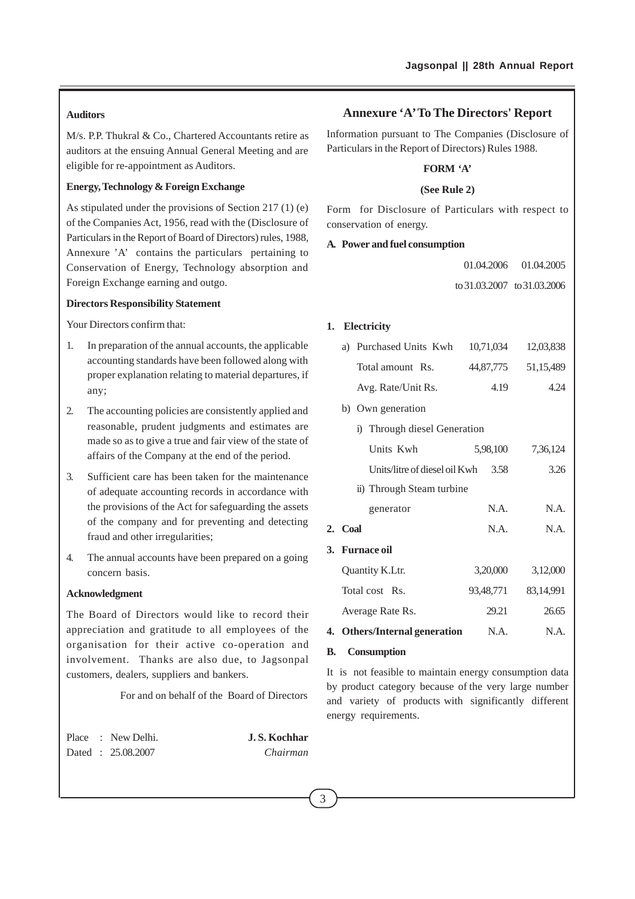#### Auditors

M/s. P.P. Thukral & Co., Chartered Accountants retire as auditors at the ensuing Annual General Meeting and are eligible for re-appointment as Auditors.

#### Energy, Technology & Foreign Exchange

As stipulated under the provisions of Section 217 (1) (e) of the Companies Act, 1956, read with the (Disclosure of Particulars in the Report of Board of Directors) rules, 1988, Annexure 'A' contains the particulars pertaining to Conservation of Energy, Technology absorption and Foreign Exchange earning and outgo.

#### Directors Responsibility Statement

Your Directors confirm that:

1. In preparation of the annual accounts, the applicable accounting standards have been followed along with proper explanation relating to material departures, if any;
2. The accounting policies are consistently applied and reasonable, prudent judgments and estimates are made so as to give a true and fair view of the state of affairs of the Company at the end of the period.
3. Sufficient care has been taken for the maintenance of adequate accounting records in accordance with the provisions of the Act for safeguarding the assets of the company and for preventing and detecting fraud and other irregularities;
4. The annual accounts have been prepared on a going concern basis.

#### Acknowledgment

The Board of Directors would like to record their appreciation and gratitude to all employees of the organisation for their active co-operation and involvement. Thanks are also due, to Jagsonpal customers, dealers, suppliers and bankers.

For and on behalf of the Board of Directors

Place : New Delhi.
Dated : 25.08.2007

**J. S. Kochhar**
*Chairman*

## Annexure 'A' To The Directors' Report

Information pursuant to The Companies (Disclosure of Particulars in the Report of Directors) Rules 1988.

**FORM 'A'**

**(See Rule 2)**

Form for Disclosure of Particulars with respect to conservation of energy.

**A. Power and fuel consumption**

| | 01.04.2006 to 31.03.2007 | 01.04.2005 to 31.03.2006 |
|---|---|---|
| **1. Electricity** | | |
| a) Purchased Units Kwh | 10,71,034 | 12,03,838 |
| Total amount Rs. | 44,87,775 | 51,15,489 |
| Avg. Rate/Unit Rs. | 4.19 | 4.24 |
| b) Own generation | | |
| i) Through diesel Generation | | |
| Units Kwh | 5,98,100 | 7,36,124 |
| Units/litre of diesel oil Kwh | 3.58 | 3.26 |
| ii) Through Steam turbine generator | N.A. | N.A. |
| **2. Coal** | N.A. | N.A. |
| **3. Furnace oil** | | |
| Quantity K.Ltr. | 3,20,000 | 3,12,000 |
| Total cost Rs. | 93,48,771 | 83,14,991 |
| Average Rate Rs. | 29.21 | 26.65 |
| **4. Others/Internal generation** | N.A. | N.A. |

**B. Consumption**

It is not feasible to maintain energy consumption data by product category because of the very large number and variety of products with significantly different energy requirements.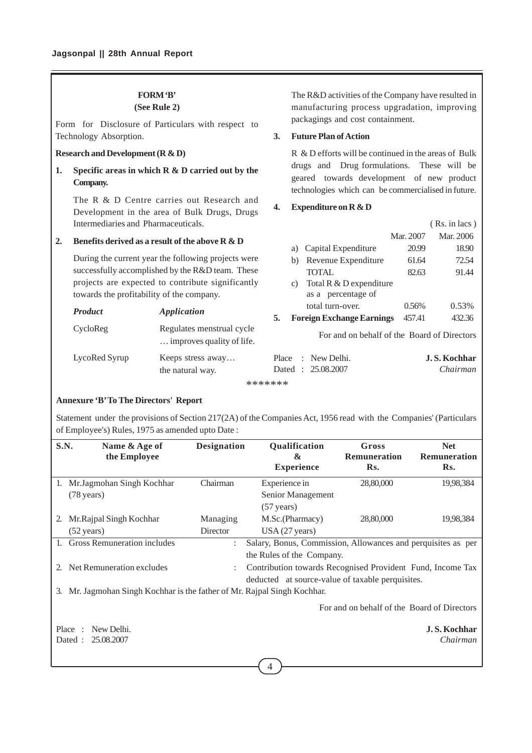## FORM 'B'
### (See Rule 2)

Form for Disclosure of Particulars with respect to Technology Absorption.

**Research and Development (R & D)**

**1. Specific areas in which R & D carried out by the Company.**

The R & D Centre carries out Research and Development in the area of Bulk Drugs, Drugs Intermediaries and Pharmaceuticals.

**2. Benefits derived as a result of the above R & D**

During the current year the following projects were successfully accomplished by the R&D team. These projects are expected to contribute significantly towards the profitability of the company.

| *Product* | *Application* |
|---|---|
| CycloReg | Regulates menstrual cycle … improves quality of life. |
| LycoRed Syrup | Keeps stress away… the natural way. |

The R&D activities of the Company have resulted in manufacturing process upgradation, improving packagings and cost containment.

**3. Future Plan of Action**

R & D efforts will be continued in the areas of Bulk drugs and Drug formulations. These will be geared towards development of new product technologies which can be commercialised in future.

**4. Expenditure on R & D**

( Rs. in lacs )

| | Mar. 2007 | Mar. 2006 |
|---|---|---|
| a) Capital Expenditure | 20.99 | 18.90 |
| b) Revenue Expenditure | 61.64 | 72.54 |
| TOTAL | 82.63 | 91.44 |
| c) Total R & D expenditure as a percentage of total turn-over. | 0.56% | 0.53% |
| **5. Foreign Exchange Earnings** | 457.41 | 432.36 |

For and on behalf of the Board of Directors

Place : New Delhi.
Dated : 25.08.2007

**J. S. Kochhar**
*Chairman*

*******

**Annexure 'B' To The Directors' Report**

Statement under the provisions of Section 217(2A) of the Companies Act, 1956 read with the Companies' (Particulars of Employee's) Rules, 1975 as amended upto Date :

| S.N. | Name & Age of the Employee | Designation | Qualification & Experience | Gross Remuneration Rs. | Net Remuneration Rs. |
|---|---|---|---|---|---|
| 1. | Mr.Jagmohan Singh Kochhar (78 years) | Chairman | Experience in Senior Management (57 years) | 28,80,000 | 19,98,384 |
| 2. | Mr.Rajpal Singh Kochhar (52 years) | Managing Director | M.Sc.(Pharmacy) USA (27 years) | 28,80,000 | 19,98,384 |

1. Gross Remuneration includes : Salary, Bonus, Commission, Allowances and perquisites as per the Rules of the Company.
2. Net Remuneration excludes : Contribution towards Recognised Provident Fund, Income Tax deducted at source-value of taxable perquisites.
3. Mr. Jagmohan Singh Kochhar is the father of Mr. Rajpal Singh Kochhar.

For and on behalf of the Board of Directors

Place : New Delhi.
Dated : 25.08.2007

**J. S. Kochhar**
*Chairman*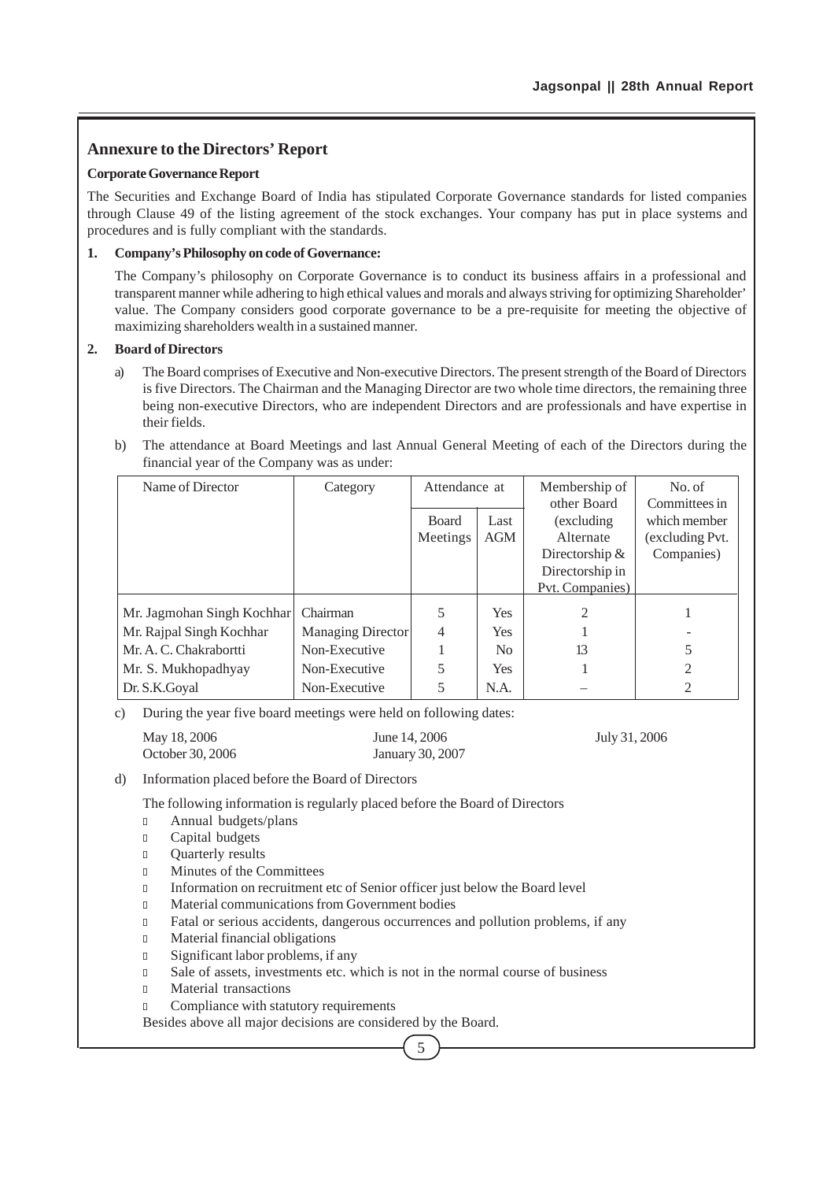## Annexure to the Directors' Report

**Corporate Governance Report**

The Securities and Exchange Board of India has stipulated Corporate Governance standards for listed companies through Clause 49 of the listing agreement of the stock exchanges. Your company has put in place systems and procedures and is fully compliant with the standards.

**1. Company's Philosophy on code of Governance:**

The Company's philosophy on Corporate Governance is to conduct its business affairs in a professional and transparent manner while adhering to high ethical values and morals and always striving for optimizing Shareholder' value. The Company considers good corporate governance to be a pre-requisite for meeting the objective of maximizing shareholders wealth in a sustained manner.

**2. Board of Directors**

a) The Board comprises of Executive and Non-executive Directors. The present strength of the Board of Directors is five Directors. The Chairman and the Managing Director are two whole time directors, the remaining three being non-executive Directors, who are independent Directors and are professionals and have expertise in their fields.

b) The attendance at Board Meetings and last Annual General Meeting of each of the Directors during the financial year of the Company was as under:

| Name of Director | Category | Attendance at | | Membership of other Board (excluding Alternate Directorship & Directorship in Pvt. Companies) | No. of Committees in which member (excluding Pvt. Companies) |
|---|---|---|---|---|---|
| | | Board Meetings | Last AGM | | |
| Mr. Jagmohan Singh Kochhar | Chairman | 5 | Yes | 2 | 1 |
| Mr. Rajpal Singh Kochhar | Managing Director | 4 | Yes | 1 | - |
| Mr. A. C. Chakrabortti | Non-Executive | 1 | No | 13 | 5 |
| Mr. S. Mukhopadhyay | Non-Executive | 5 | Yes | 1 | 2 |
| Dr. S.K.Goyal | Non-Executive | 5 | N.A. | – | 2 |

c) During the year five board meetings were held on following dates:

May 18, 2006 | June 14, 2006 | July 31, 2006
October 30, 2006 | January 30, 2007

d) Information placed before the Board of Directors

The following information is regularly placed before the Board of Directors

- Annual budgets/plans
- Capital budgets
- Quarterly results
- Minutes of the Committees
- Information on recruitment etc of Senior officer just below the Board level
- Material communications from Government bodies
- Fatal or serious accidents, dangerous occurrences and pollution problems, if any
- Material financial obligations
- Significant labor problems, if any
- Sale of assets, investments etc. which is not in the normal course of business
- Material transactions
- Compliance with statutory requirements

Besides above all major decisions are considered by the Board.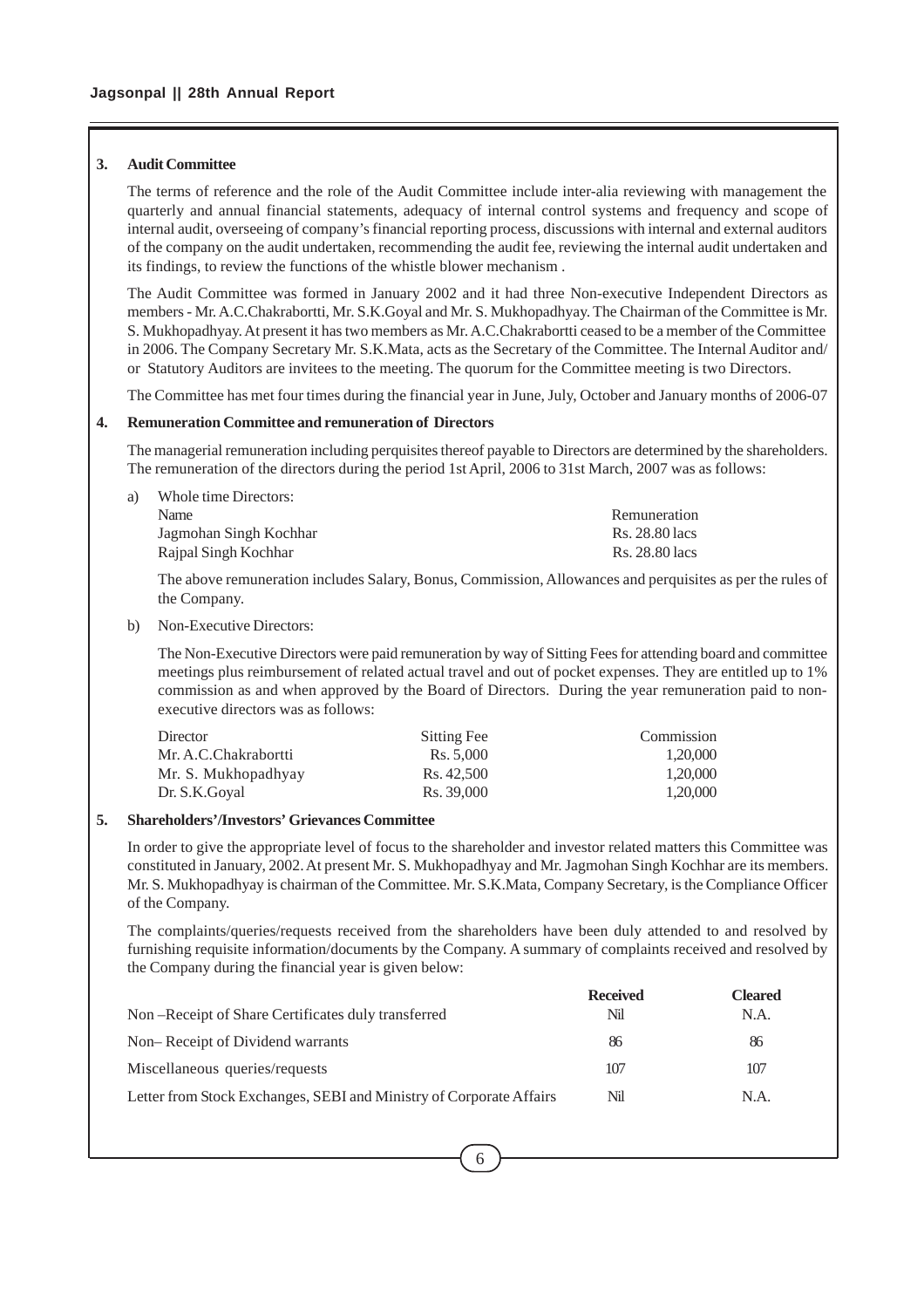## 3. Audit Committee

The terms of reference and the role of the Audit Committee include inter-alia reviewing with management the quarterly and annual financial statements, adequacy of internal control systems and frequency and scope of internal audit, overseeing of company's financial reporting process, discussions with internal and external auditors of the company on the audit undertaken, recommending the audit fee, reviewing the internal audit undertaken and its findings, to review the functions of the whistle blower mechanism .

The Audit Committee was formed in January 2002 and it had three Non-executive Independent Directors as members - Mr. A.C.Chakrabortti, Mr. S.K.Goyal and Mr. S. Mukhopadhyay. The Chairman of the Committee is Mr. S. Mukhopadhyay. At present it has two members as Mr. A.C.Chakrabortti ceased to be a member of the Committee in 2006. The Company Secretary Mr. S.K.Mata, acts as the Secretary of the Committee. The Internal Auditor and/ or Statutory Auditors are invitees to the meeting. The quorum for the Committee meeting is two Directors.

The Committee has met four times during the financial year in June, July, October and January months of 2006-07

## 4. Remuneration Committee and remuneration of Directors

The managerial remuneration including perquisites thereof payable to Directors are determined by the shareholders. The remuneration of the directors during the period 1st April, 2006 to 31st March, 2007 was as follows:

a) Whole time Directors:

| Name | Remuneration |
|---|---|
| Jagmohan Singh Kochhar | Rs. 28.80 lacs |
| Rajpal Singh Kochhar | Rs. 28.80 lacs |

The above remuneration includes Salary, Bonus, Commission, Allowances and perquisites as per the rules of the Company.

b) Non-Executive Directors:

The Non-Executive Directors were paid remuneration by way of Sitting Fees for attending board and committee meetings plus reimbursement of related actual travel and out of pocket expenses. They are entitled up to 1% commission as and when approved by the Board of Directors. During the year remuneration paid to non-executive directors was as follows:

| Director | Sitting Fee | Commission |
|---|---|---|
| Mr. A.C.Chakrabortti | Rs. 5,000 | 1,20,000 |
| Mr. S. Mukhopadhyay | Rs. 42,500 | 1,20,000 |
| Dr. S.K.Goyal | Rs. 39,000 | 1,20,000 |

## 5. Shareholders'/Investors' Grievances Committee

In order to give the appropriate level of focus to the shareholder and investor related matters this Committee was constituted in January, 2002. At present Mr. S. Mukhopadhyay and Mr. Jagmohan Singh Kochhar are its members. Mr. S. Mukhopadhyay is chairman of the Committee. Mr. S.K.Mata, Company Secretary, is the Compliance Officer of the Company.

The complaints/queries/requests received from the shareholders have been duly attended to and resolved by furnishing requisite information/documents by the Company. A summary of complaints received and resolved by the Company during the financial year is given below:

| | Received | Cleared |
|---|---|---|
| Non –Receipt of Share Certificates duly transferred | Nil | N.A. |
| Non– Receipt of Dividend warrants | 86 | 86 |
| Miscellaneous queries/requests | 107 | 107 |
| Letter from Stock Exchanges, SEBI and Ministry of Corporate Affairs | Nil | N.A. |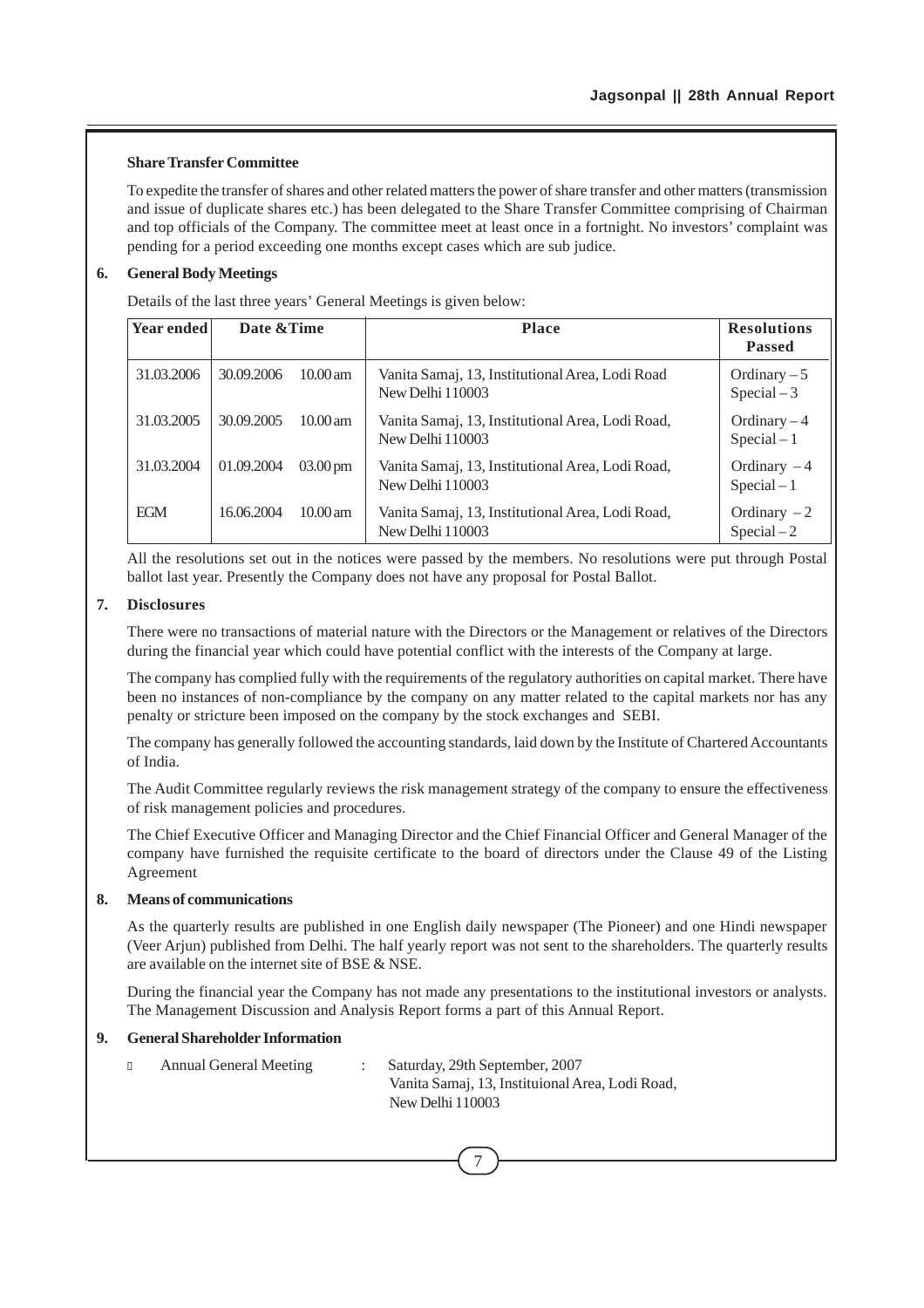**Share Transfer Committee**

To expedite the transfer of shares and other related matters the power of share transfer and other matters (transmission and issue of duplicate shares etc.) has been delegated to the Share Transfer Committee comprising of Chairman and top officials of the Company. The committee meet at least once in a fortnight. No investors' complaint was pending for a period exceeding one months except cases which are sub judice.

## 6. General Body Meetings

Details of the last three years' General Meetings is given below:

| Year ended | Date &Time | | Place | Resolutions Passed |
|---|---|---|---|---|
| 31.03.2006 | 30.09.2006 | 10.00 am | Vanita Samaj, 13, Institutional Area, Lodi Road New Delhi 110003 | Ordinary – 5 Special – 3 |
| 31.03.2005 | 30.09.2005 | 10.00 am | Vanita Samaj, 13, Institutional Area, Lodi Road, New Delhi 110003 | Ordinary – 4 Special – 1 |
| 31.03.2004 | 01.09.2004 | 03.00 pm | Vanita Samaj, 13, Institutional Area, Lodi Road, New Delhi 110003 | Ordinary – 4 Special – 1 |
| EGM | 16.06.2004 | 10.00 am | Vanita Samaj, 13, Institutional Area, Lodi Road, New Delhi 110003 | Ordinary – 2 Special – 2 |

All the resolutions set out in the notices were passed by the members. No resolutions were put through Postal ballot last year. Presently the Company does not have any proposal for Postal Ballot.

## 7. Disclosures

There were no transactions of material nature with the Directors or the Management or relatives of the Directors during the financial year which could have potential conflict with the interests of the Company at large.

The company has complied fully with the requirements of the regulatory authorities on capital market. There have been no instances of non-compliance by the company on any matter related to the capital markets nor has any penalty or stricture been imposed on the company by the stock exchanges and SEBI.

The company has generally followed the accounting standards, laid down by the Institute of Chartered Accountants of India.

The Audit Committee regularly reviews the risk management strategy of the company to ensure the effectiveness of risk management policies and procedures.

The Chief Executive Officer and Managing Director and the Chief Financial Officer and General Manager of the company have furnished the requisite certificate to the board of directors under the Clause 49 of the Listing Agreement

## 8. Means of communications

As the quarterly results are published in one English daily newspaper (The Pioneer) and one Hindi newspaper (Veer Arjun) published from Delhi. The half yearly report was not sent to the shareholders. The quarterly results are available on the internet site of BSE & NSE.

During the financial year the Company has not made any presentations to the institutional investors or analysts. The Management Discussion and Analysis Report forms a part of this Annual Report.

## 9. General Shareholder Information

- Annual General Meeting : Saturday, 29th September, 2007
  Vanita Samaj, 13, Instituional Area, Lodi Road,
  New Delhi 110003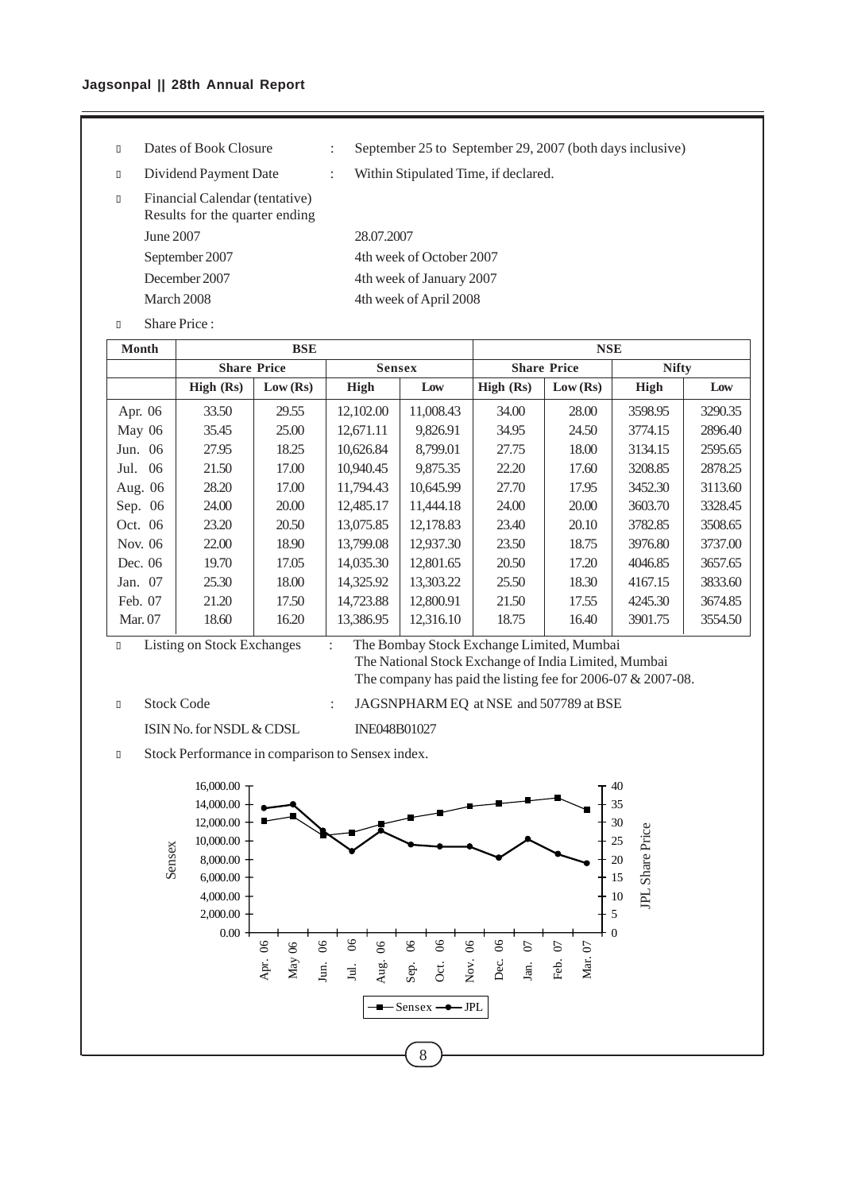- Dates of Book Closure : September 25 to September 29, 2007 (both days inclusive)
- Dividend Payment Date : Within Stipulated Time, if declared.
- Financial Calendar (tentative)
  Results for the quarter ending

| | |
|---|---|
| June 2007 | 28.07.2007 |
| September 2007 | 4th week of October 2007 |
| December 2007 | 4th week of January 2007 |
| March 2008 | 4th week of April 2008 |

- Share Price :

| Month | BSE | | | | NSE | | | |
|---|---|---|---|---|---|---|---|---|
| | **Share Price** | | **Sensex** | | **Share Price** | | **Nifty** | |
| | **High (Rs)** | **Low (Rs)** | **High** | **Low** | **High (Rs)** | **Low (Rs)** | **High** | **Low** |
| Apr. 06 | 33.50 | 29.55 | 12,102.00 | 11,008.43 | 34.00 | 28.00 | 3598.95 | 3290.35 |
| May 06 | 35.45 | 25.00 | 12,671.11 | 9,826.91 | 34.95 | 24.50 | 3774.15 | 2896.40 |
| Jun. 06 | 27.95 | 18.25 | 10,626.84 | 8,799.01 | 27.75 | 18.00 | 3134.15 | 2595.65 |
| Jul. 06 | 21.50 | 17.00 | 10,940.45 | 9,875.35 | 22.20 | 17.60 | 3208.85 | 2878.25 |
| Aug. 06 | 28.20 | 17.00 | 11,794.43 | 10,645.99 | 27.70 | 17.95 | 3452.30 | 3113.60 |
| Sep. 06 | 24.00 | 20.00 | 12,485.17 | 11,444.18 | 24.00 | 20.00 | 3603.70 | 3328.45 |
| Oct. 06 | 23.20 | 20.50 | 13,075.85 | 12,178.83 | 23.40 | 20.10 | 3782.85 | 3508.65 |
| Nov. 06 | 22.00 | 18.90 | 13,799.08 | 12,937.30 | 23.50 | 18.75 | 3976.80 | 3737.00 |
| Dec. 06 | 19.70 | 17.05 | 14,035.30 | 12,801.65 | 20.50 | 17.20 | 4046.85 | 3657.65 |
| Jan. 07 | 25.30 | 18.00 | 14,325.92 | 13,303.22 | 25.50 | 18.30 | 4167.15 | 3833.60 |
| Feb. 07 | 21.20 | 17.50 | 14,723.88 | 12,800.91 | 21.50 | 17.55 | 4245.30 | 3674.85 |
| Mar. 07 | 18.60 | 16.20 | 13,386.95 | 12,316.10 | 18.75 | 16.40 | 3901.75 | 3554.50 |

- Listing on Stock Exchanges : The Bombay Stock Exchange Limited, Mumbai
  The National Stock Exchange of India Limited, Mumbai
  The company has paid the listing fee for 2006-07 & 2007-08.
- Stock Code : JAGSNPHARM EQ at NSE and 507789 at BSE

  ISIN No. for NSDL & CDSL INE048B01027
- Stock Performance in comparison to Sensex index.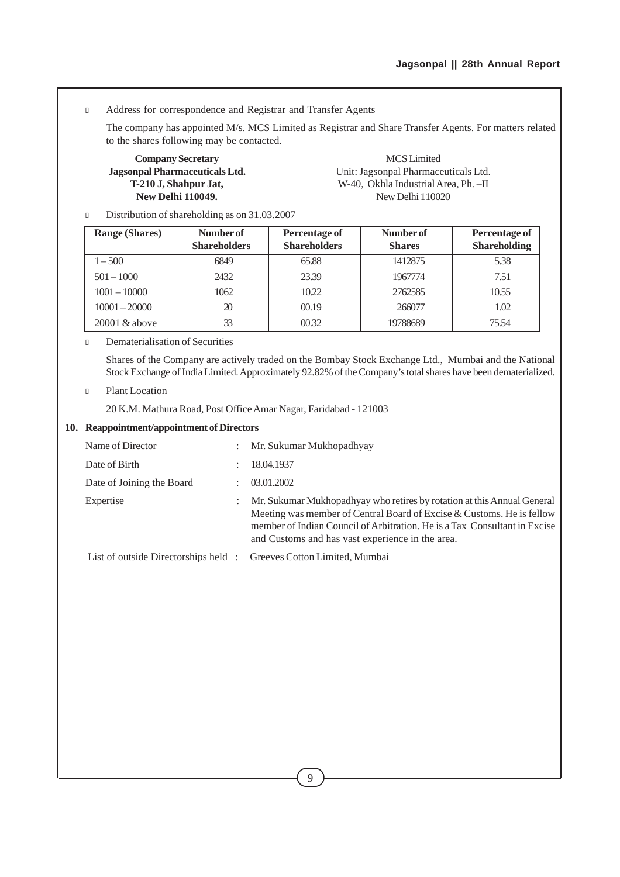- Address for correspondence and Registrar and Transfer Agents

  The company has appointed M/s. MCS Limited as Registrar and Share Transfer Agents. For matters related to the shares following may be contacted.

  **Company Secretary**
  **Jagsonpal Pharmaceuticals Ltd.**
  **T-210 J, Shahpur Jat,**
  **New Delhi 110049.**

  MCS Limited
  Unit: Jagsonpal Pharmaceuticals Ltd.
  W-40, Okhla Industrial Area, Ph. –II
  New Delhi 110020

- Distribution of shareholding as on 31.03.2007

| Range (Shares) | Number of Shareholders | Percentage of Shareholders | Number of Shares | Percentage of Shareholding |
|---|---|---|---|---|
| 1 – 500 | 6849 | 65.88 | 1412875 | 5.38 |
| 501 – 1000 | 2432 | 23.39 | 1967774 | 7.51 |
| 1001 – 10000 | 1062 | 10.22 | 2762585 | 10.55 |
| 10001 – 20000 | 20 | 00.19 | 266077 | 1.02 |
| 20001 & above | 33 | 00.32 | 19788689 | 75.54 |

- Dematerialisation of Securities

  Shares of the Company are actively traded on the Bombay Stock Exchange Ltd., Mumbai and the National Stock Exchange of India Limited. Approximately 92.82% of the Company's total shares have been dematerialized.

- Plant Location

  20 K.M. Mathura Road, Post Office Amar Nagar, Faridabad - 121003

**10. Reappointment/appointment of Directors**

| | | |
|---|---|---|
| Name of Director | : | Mr. Sukumar Mukhopadhyay |
| Date of Birth | : | 18.04.1937 |
| Date of Joining the Board | : | 03.01.2002 |
| Expertise | : | Mr. Sukumar Mukhopadhyay who retires by rotation at this Annual General Meeting was member of Central Board of Excise & Customs. He is fellow member of Indian Council of Arbitration. He is a Tax Consultant in Excise and Customs and has vast experience in the area. |
| List of outside Directorships held | : | Greeves Cotton Limited, Mumbai |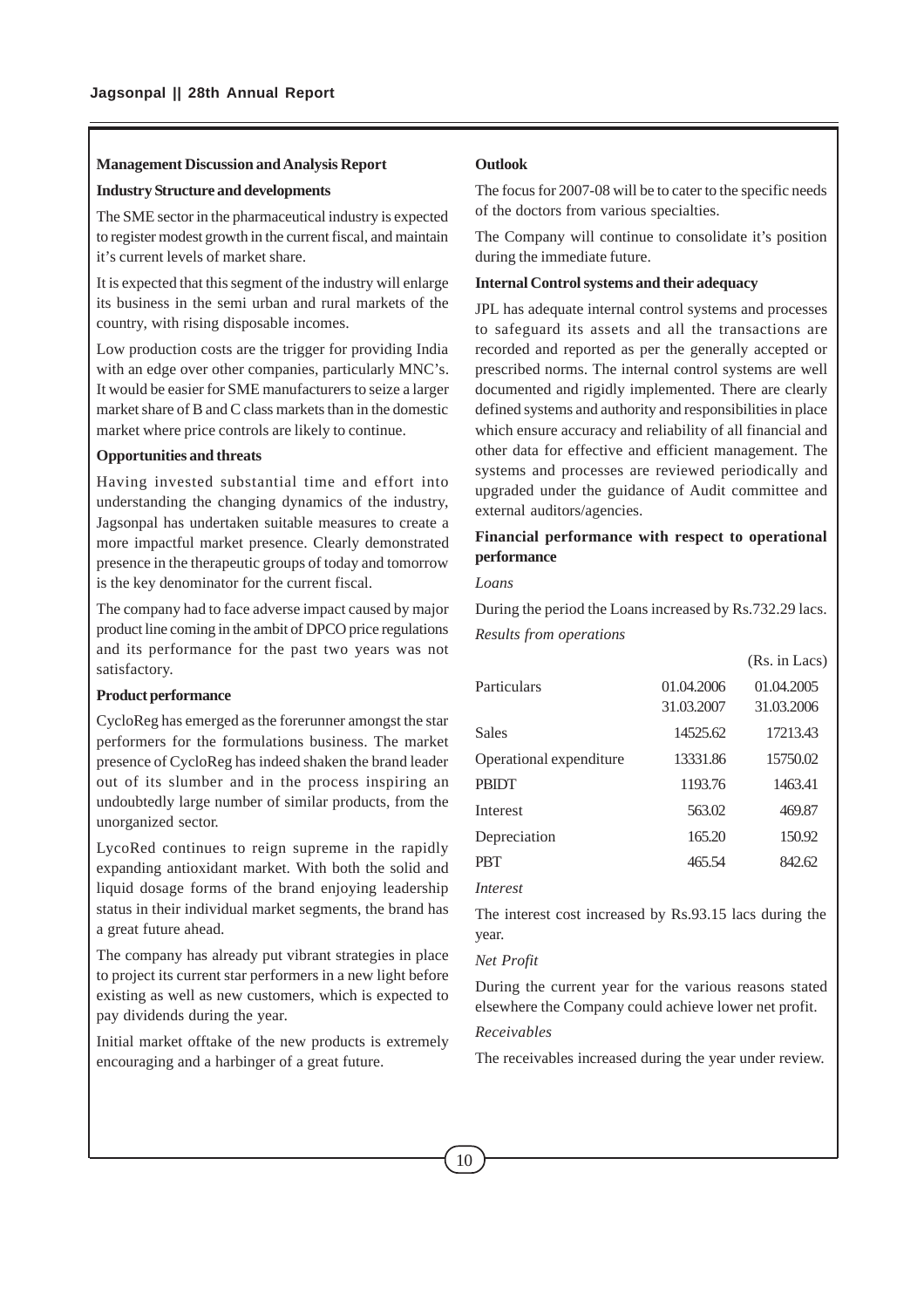## Management Discussion and Analysis Report

### Industry Structure and developments

The SME sector in the pharmaceutical industry is expected to register modest growth in the current fiscal, and maintain it's current levels of market share.

It is expected that this segment of the industry will enlarge its business in the semi urban and rural markets of the country, with rising disposable incomes.

Low production costs are the trigger for providing India with an edge over other companies, particularly MNC's. It would be easier for SME manufacturers to seize a larger market share of B and C class markets than in the domestic market where price controls are likely to continue.

### Opportunities and threats

Having invested substantial time and effort into understanding the changing dynamics of the industry, Jagsonpal has undertaken suitable measures to create a more impactful market presence. Clearly demonstrated presence in the therapeutic groups of today and tomorrow is the key denominator for the current fiscal.

The company had to face adverse impact caused by major product line coming in the ambit of DPCO price regulations and its performance for the past two years was not satisfactory.

### Product performance

CycloReg has emerged as the forerunner amongst the star performers for the formulations business. The market presence of CycloReg has indeed shaken the brand leader out of its slumber and in the process inspiring an undoubtedly large number of similar products, from the unorganized sector.

LycoRed continues to reign supreme in the rapidly expanding antioxidant market. With both the solid and liquid dosage forms of the brand enjoying leadership status in their individual market segments, the brand has a great future ahead.

The company has already put vibrant strategies in place to project its current star performers in a new light before existing as well as new customers, which is expected to pay dividends during the year.

Initial market offtake of the new products is extremely encouraging and a harbinger of a great future.

### Outlook

The focus for 2007-08 will be to cater to the specific needs of the doctors from various specialties.

The Company will continue to consolidate it's position during the immediate future.

### Internal Control systems and their adequacy

JPL has adequate internal control systems and processes to safeguard its assets and all the transactions are recorded and reported as per the generally accepted or prescribed norms. The internal control systems are well documented and rigidly implemented. There are clearly defined systems and authority and responsibilities in place which ensure accuracy and reliability of all financial and other data for effective and efficient management. The systems and processes are reviewed periodically and upgraded under the guidance of Audit committee and external auditors/agencies.

### Financial performance with respect to operational performance

*Loans*

During the period the Loans increased by Rs.732.29 lacs.

*Results from operations*

(Rs. in Lacs)

| Particulars | 01.04.2006 31.03.2007 | 01.04.2005 31.03.2006 |
|---|---|---|
| Sales | 14525.62 | 17213.43 |
| Operational expenditure | 13331.86 | 15750.02 |
| PBIDT | 1193.76 | 1463.41 |
| Interest | 563.02 | 469.87 |
| Depreciation | 165.20 | 150.92 |
| PBT | 465.54 | 842.62 |

*Interest*

The interest cost increased by Rs.93.15 lacs during the year.

*Net Profit*

During the current year for the various reasons stated elsewhere the Company could achieve lower net profit.

*Receivables*

The receivables increased during the year under review.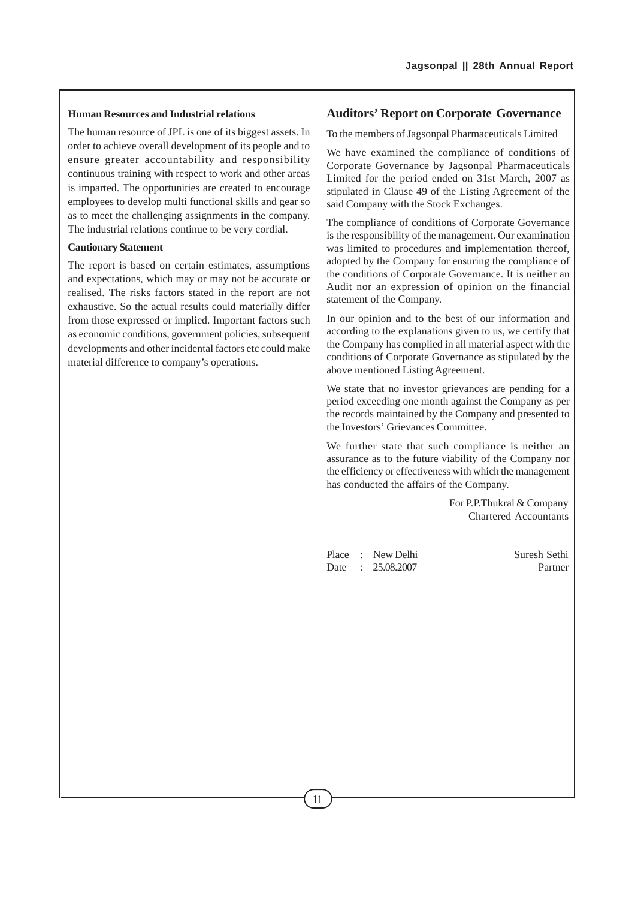### Human Resources and Industrial relations

The human resource of JPL is one of its biggest assets. In order to achieve overall development of its people and to ensure greater accountability and responsibility continuous training with respect to work and other areas is imparted. The opportunities are created to encourage employees to develop multi functional skills and gear so as to meet the challenging assignments in the company. The industrial relations continue to be very cordial.

### Cautionary Statement

The report is based on certain estimates, assumptions and expectations, which may or may not be accurate or realised. The risks factors stated in the report are not exhaustive. So the actual results could materially differ from those expressed or implied. Important factors such as economic conditions, government policies, subsequent developments and other incidental factors etc could make material difference to company's operations.

## Auditors' Report on Corporate Governance

To the members of Jagsonpal Pharmaceuticals Limited

We have examined the compliance of conditions of Corporate Governance by Jagsonpal Pharmaceuticals Limited for the period ended on 31st March, 2007 as stipulated in Clause 49 of the Listing Agreement of the said Company with the Stock Exchanges.

The compliance of conditions of Corporate Governance is the responsibility of the management. Our examination was limited to procedures and implementation thereof, adopted by the Company for ensuring the compliance of the conditions of Corporate Governance. It is neither an Audit nor an expression of opinion on the financial statement of the Company.

In our opinion and to the best of our information and according to the explanations given to us, we certify that the Company has complied in all material aspect with the conditions of Corporate Governance as stipulated by the above mentioned Listing Agreement.

We state that no investor grievances are pending for a period exceeding one month against the Company as per the records maintained by the Company and presented to the Investors' Grievances Committee.

We further state that such compliance is neither an assurance as to the future viability of the Company nor the efficiency or effectiveness with which the management has conducted the affairs of the Company.

For P.P.Thukral & Company
Chartered Accountants

Place : New Delhi
Date : 25.08.2007

Suresh Sethi
Partner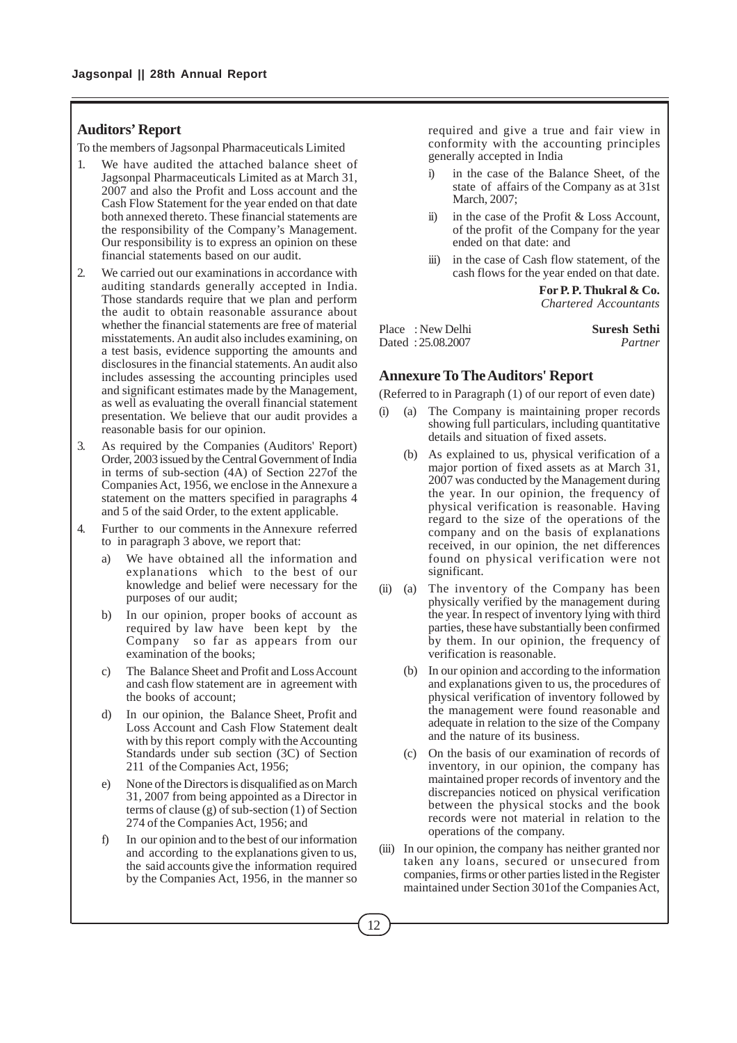## Auditors' Report

To the members of Jagsonpal Pharmaceuticals Limited

1. We have audited the attached balance sheet of Jagsonpal Pharmaceuticals Limited as at March 31, 2007 and also the Profit and Loss account and the Cash Flow Statement for the year ended on that date both annexed thereto. These financial statements are the responsibility of the Company's Management. Our responsibility is to express an opinion on these financial statements based on our audit.
2. We carried out our examinations in accordance with auditing standards generally accepted in India. Those standards require that we plan and perform the audit to obtain reasonable assurance about whether the financial statements are free of material misstatements. An audit also includes examining, on a test basis, evidence supporting the amounts and disclosures in the financial statements. An audit also includes assessing the accounting principles used and significant estimates made by the Management, as well as evaluating the overall financial statement presentation. We believe that our audit provides a reasonable basis for our opinion.
3. As required by the Companies (Auditors' Report) Order, 2003 issued by the Central Government of India in terms of sub-section (4A) of Section 227of the Companies Act, 1956, we enclose in the Annexure a statement on the matters specified in paragraphs 4 and 5 of the said Order, to the extent applicable.
4. Further to our comments in the Annexure referred to in paragraph 3 above, we report that:
   a) We have obtained all the information and explanations which to the best of our knowledge and belief were necessary for the purposes of our audit;
   b) In our opinion, proper books of account as required by law have been kept by the Company so far as appears from our examination of the books;
   c) The Balance Sheet and Profit and Loss Account and cash flow statement are in agreement with the books of account;
   d) In our opinion, the Balance Sheet, Profit and Loss Account and Cash Flow Statement dealt with by this report comply with the Accounting Standards under sub section (3C) of Section 211 of the Companies Act, 1956;
   e) None of the Directors is disqualified as on March 31, 2007 from being appointed as a Director in terms of clause (g) of sub-section (1) of Section 274 of the Companies Act, 1956; and
   f) In our opinion and to the best of our information and according to the explanations given to us, the said accounts give the information required by the Companies Act, 1956, in the manner so required and give a true and fair view in conformity with the accounting principles generally accepted in India
      i) in the case of the Balance Sheet, of the state of affairs of the Company as at 31st March, 2007;
      ii) in the case of the Profit & Loss Account, of the profit of the Company for the year ended on that date: and
      iii) in the case of Cash flow statement, of the cash flows for the year ended on that date.

**For P. P. Thukral & Co.**
*Chartered Accountants*

Place : New Delhi
Dated : 25.08.2007

**Suresh Sethi**
*Partner*

## Annexure To The Auditors' Report

(Referred to in Paragraph (1) of our report of even date)

(i) (a) The Company is maintaining proper records showing full particulars, including quantitative details and situation of fixed assets.

(b) As explained to us, physical verification of a major portion of fixed assets as at March 31, 2007 was conducted by the Management during the year. In our opinion, the frequency of physical verification is reasonable. Having regard to the size of the operations of the company and on the basis of explanations received, in our opinion, the net differences found on physical verification were not significant.

(ii) (a) The inventory of the Company has been physically verified by the management during the year. In respect of inventory lying with third parties, these have substantially been confirmed by them. In our opinion, the frequency of verification is reasonable.

(b) In our opinion and according to the information and explanations given to us, the procedures of physical verification of inventory followed by the management were found reasonable and adequate in relation to the size of the Company and the nature of its business.

(c) On the basis of our examination of records of inventory, in our opinion, the company has maintained proper records of inventory and the discrepancies noticed on physical verification between the physical stocks and the book records were not material in relation to the operations of the company.

(iii) In our opinion, the company has neither granted nor taken any loans, secured or unsecured from companies, firms or other parties listed in the Register maintained under Section 301of the Companies Act,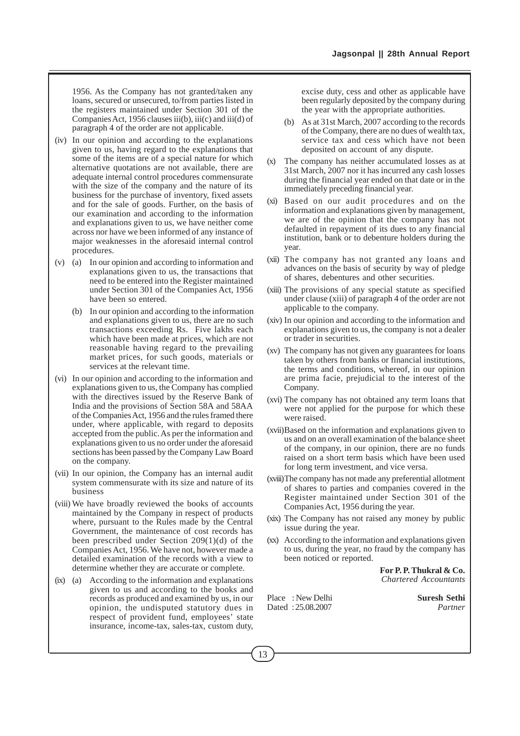1956. As the Company has not granted/taken any loans, secured or unsecured, to/from parties listed in the registers maintained under Section 301 of the Companies Act, 1956 clauses iii(b), iii(c) and iii(d) of paragraph 4 of the order are not applicable.

(iv) In our opinion and according to the explanations given to us, having regard to the explanations that some of the items are of a special nature for which alternative quotations are not available, there are adequate internal control procedures commensurate with the size of the company and the nature of its business for the purchase of inventory, fixed assets and for the sale of goods. Further, on the basis of our examination and according to the information and explanations given to us, we have neither come across nor have we been informed of any instance of major weaknesses in the aforesaid internal control procedures.

(v) (a) In our opinion and according to information and explanations given to us, the transactions that need to be entered into the Register maintained under Section 301 of the Companies Act, 1956 have been so entered.

(b) In our opinion and according to the information and explanations given to us, there are no such transactions exceeding Rs. Five lakhs each which have been made at prices, which are not reasonable having regard to the prevailing market prices, for such goods, materials or services at the relevant time.

(vi) In our opinion and according to the information and explanations given to us, the Company has complied with the directives issued by the Reserve Bank of India and the provisions of Section 58A and 58AA of the Companies Act, 1956 and the rules framed there under, where applicable, with regard to deposits accepted from the public. As per the information and explanations given to us no order under the aforesaid sections has been passed by the Company Law Board on the company.

(vii) In our opinion, the Company has an internal audit system commensurate with its size and nature of its business

(viii) We have broadly reviewed the books of accounts maintained by the Company in respect of products where, pursuant to the Rules made by the Central Government, the maintenance of cost records has been prescribed under Section 209(1)(d) of the Companies Act, 1956. We have not, however made a detailed examination of the records with a view to determine whether they are accurate or complete.

(ix) (a) According to the information and explanations given to us and according to the books and records as produced and examined by us, in our opinion, the undisputed statutory dues in respect of provident fund, employees' state insurance, income-tax, sales-tax, custom duty, excise duty, cess and other as applicable have been regularly deposited by the company during the year with the appropriate authorities.

(b) As at 31st March, 2007 according to the records of the Company, there are no dues of wealth tax, service tax and cess which have not been deposited on account of any dispute.

(x) The company has neither accumulated losses as at 31st March, 2007 nor it has incurred any cash losses during the financial year ended on that date or in the immediately preceding financial year.

(xi) Based on our audit procedures and on the information and explanations given by management, we are of the opinion that the company has not defaulted in repayment of its dues to any financial institution, bank or to debenture holders during the year.

(xii) The company has not granted any loans and advances on the basis of security by way of pledge of shares, debentures and other securities.

(xiii) The provisions of any special statute as specified under clause (xiii) of paragraph 4 of the order are not applicable to the company.

(xiv) In our opinion and according to the information and explanations given to us, the company is not a dealer or trader in securities.

(xv) The company has not given any guarantees for loans taken by others from banks or financial institutions, the terms and conditions, whereof, in our opinion are prima facie, prejudicial to the interest of the Company.

(xvi) The company has not obtained any term loans that were not applied for the purpose for which these were raised.

(xvii) Based on the information and explanations given to us and on an overall examination of the balance sheet of the company, in our opinion, there are no funds raised on a short term basis which have been used for long term investment, and vice versa.

(xviii) The company has not made any preferential allotment of shares to parties and companies covered in the Register maintained under Section 301 of the Companies Act, 1956 during the year.

(xix) The Company has not raised any money by public issue during the year.

(xx) According to the information and explanations given to us, during the year, no fraud by the company has been noticed or reported.

**For P. P. Thukral & Co.**
*Chartered Accountants*

Place : New Delhi
Dated : 25.08.2007

**Suresh Sethi**
*Partner*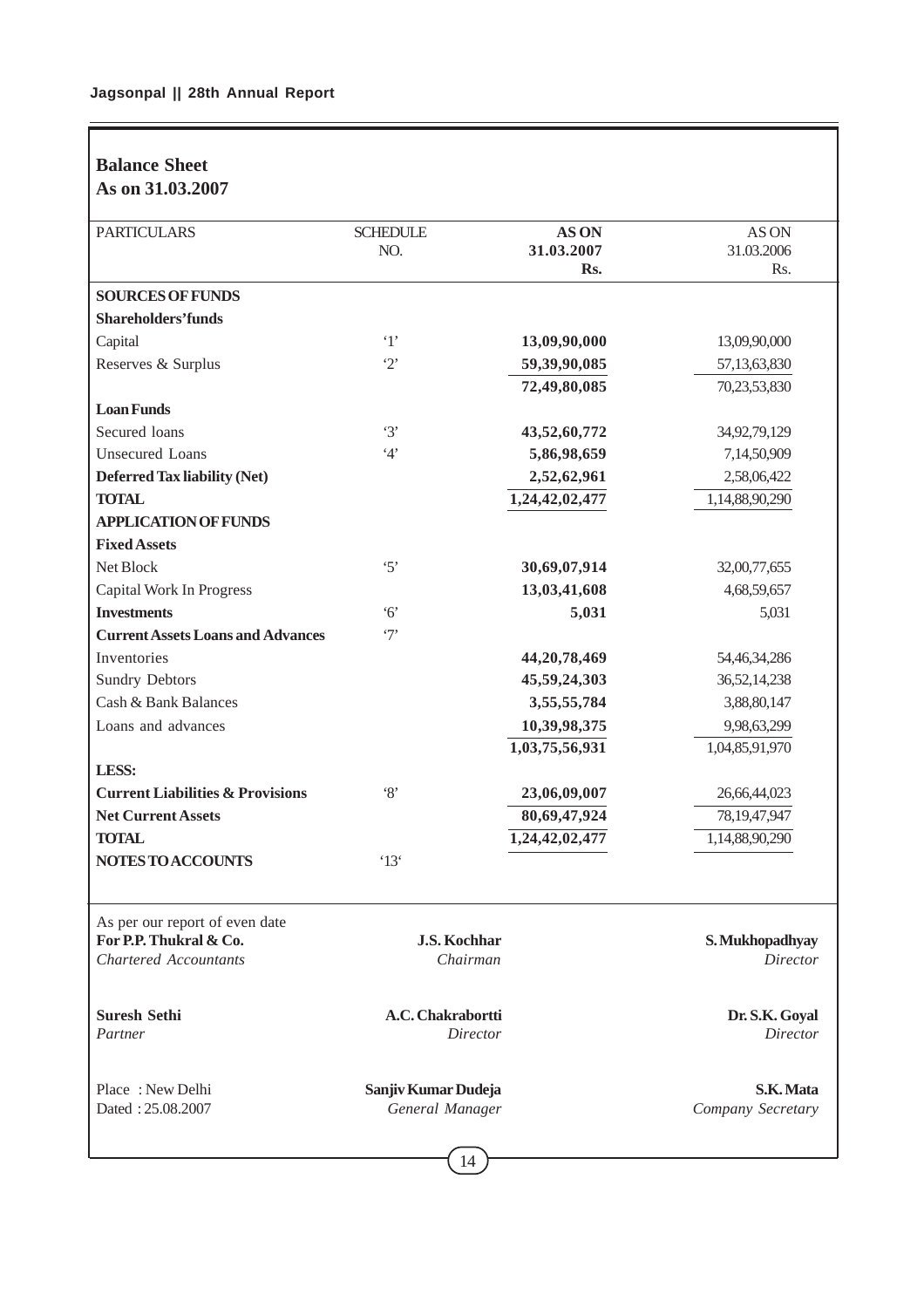## Balance Sheet
## As on 31.03.2007

| PARTICULARS | SCHEDULE NO. | AS ON 31.03.2007 Rs. | AS ON 31.03.2006 Rs. |
|---|---|---|---|
| **SOURCES OF FUNDS** | | | |
| **Shareholders'funds** | | | |
| Capital | '1' | 13,09,90,000 | 13,09,90,000 |
| Reserves & Surplus | '2' | 59,39,90,085 | 57,13,63,830 |
| | | 72,49,80,085 | 70,23,53,830 |
| **Loan Funds** | | | |
| Secured loans | '3' | 43,52,60,772 | 34,92,79,129 |
| Unsecured Loans | '4' | 5,86,98,659 | 7,14,50,909 |
| **Deferred Tax liability (Net)** | | 2,52,62,961 | 2,58,06,422 |
| **TOTAL** | | 1,24,42,02,477 | 1,14,88,90,290 |
| **APPLICATION OF FUNDS** | | | |
| **Fixed Assets** | | | |
| Net Block | '5' | 30,69,07,914 | 32,00,77,655 |
| Capital Work In Progress | | 13,03,41,608 | 4,68,59,657 |
| **Investments** | '6' | 5,031 | 5,031 |
| **Current Assets Loans and Advances** | '7' | | |
| Inventories | | 44,20,78,469 | 54,46,34,286 |
| Sundry Debtors | | 45,59,24,303 | 36,52,14,238 |
| Cash & Bank Balances | | 3,55,55,784 | 3,88,80,147 |
| Loans and advances | | 10,39,98,375 | 9,98,63,299 |
| | | 1,03,75,56,931 | 1,04,85,91,970 |
| **LESS:** | | | |
| **Current Liabilities & Provisions** | '8' | 23,06,09,007 | 26,66,44,023 |
| **Net Current Assets** | | 80,69,47,924 | 78,19,47,947 |
| **TOTAL** | | 1,24,42,02,477 | 1,14,88,90,290 |
| **NOTES TO ACCOUNTS** | '13' | | |

As per our report of even date

**For P.P. Thukral & Co.**
*Chartered Accountants*

**J.S. Kochhar**
*Chairman*

**S. Mukhopadhyay**
*Director*

**Suresh Sethi**
*Partner*

**A.C. Chakrabortti**
*Director*

**Dr. S.K. Goyal**
*Director*

Place : New Delhi
Dated : 25.08.2007

**Sanjiv Kumar Dudeja**
*General Manager*

**S.K. Mata**
*Company Secretary*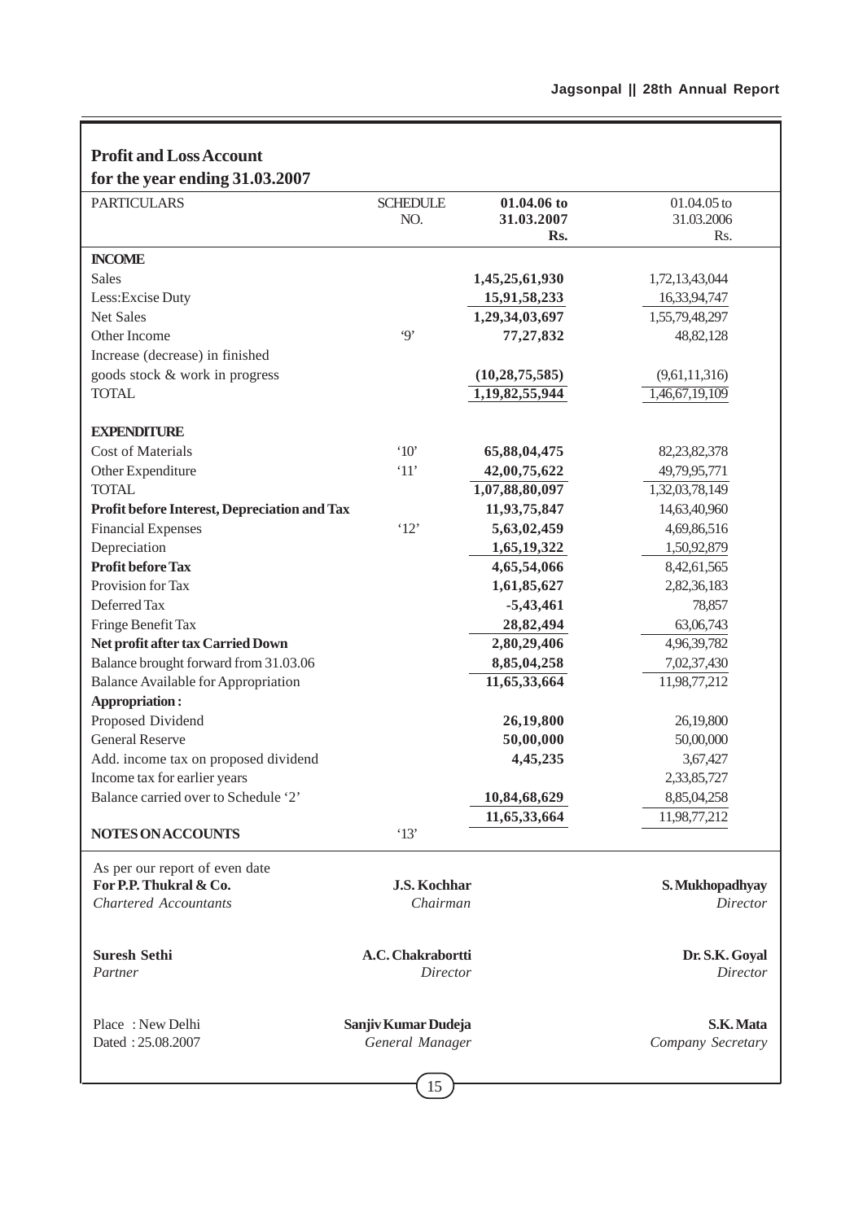## Profit and Loss Account
### for the year ending 31.03.2007

| PARTICULARS | SCHEDULE NO. | 01.04.06 to 31.03.2007 Rs. | 01.04.05 to 31.03.2006 Rs. |
|---|---|---|---|
| **INCOME** | | | |
| Sales | | **1,45,25,61,930** | 1,72,13,43,044 |
| Less:Excise Duty | | **15,91,58,233** | 16,33,94,747 |
| Net Sales | | **1,29,34,03,697** | 1,55,79,48,297 |
| Other Income | '9' | **77,27,832** | 48,82,128 |
| Increase (decrease) in finished goods stock & work in progress | | **(10,28,75,585)** | (9,61,11,316) |
| TOTAL | | **1,19,82,55,944** | 1,46,67,19,109 |
| **EXPENDITURE** | | | |
| Cost of Materials | '10' | **65,88,04,475** | 82,23,82,378 |
| Other Expenditure | '11' | **42,00,75,622** | 49,79,95,771 |
| TOTAL | | **1,07,88,80,097** | 1,32,03,78,149 |
| **Profit before Interest, Depreciation and Tax** | | **11,93,75,847** | 14,63,40,960 |
| Financial Expenses | '12' | **5,63,02,459** | 4,69,86,516 |
| Depreciation | | **1,65,19,322** | 1,50,92,879 |
| **Profit before Tax** | | **4,65,54,066** | 8,42,61,565 |
| Provision for Tax | | **1,61,85,627** | 2,82,36,183 |
| Deferred Tax | | **-5,43,461** | 78,857 |
| Fringe Benefit Tax | | **28,82,494** | 63,06,743 |
| **Net profit after tax Carried Down** | | **2,80,29,406** | 4,96,39,782 |
| Balance brought forward from 31.03.06 | | **8,85,04,258** | 7,02,37,430 |
| Balance Available for Appropriation | | **11,65,33,664** | 11,98,77,212 |
| **Appropriation :** | | | |
| Proposed Dividend | | **26,19,800** | 26,19,800 |
| General Reserve | | **50,00,000** | 50,00,000 |
| Add. income tax on proposed dividend | | **4,45,235** | 3,67,427 |
| Income tax for earlier years | | | 2,33,85,727 |
| Balance carried over to Schedule '2' | | **10,84,68,629** | 8,85,04,258 |
| | | **11,65,33,664** | 11,98,77,212 |
| **NOTES ON ACCOUNTS** | '13' | | |

As per our report of even date

| | | |
|---|---|---|
| **For P.P. Thukral & Co.** *Chartered Accountants* | **J.S. Kochhar** *Chairman* | **S. Mukhopadhyay** *Director* |
| **Suresh Sethi** *Partner* | **A.C. Chakrabortti** *Director* | **Dr. S.K. Goyal** *Director* |
| Place : New Delhi Dated : 25.08.2007 | **Sanjiv Kumar Dudeja** *General Manager* | **S.K. Mata** *Company Secretary* |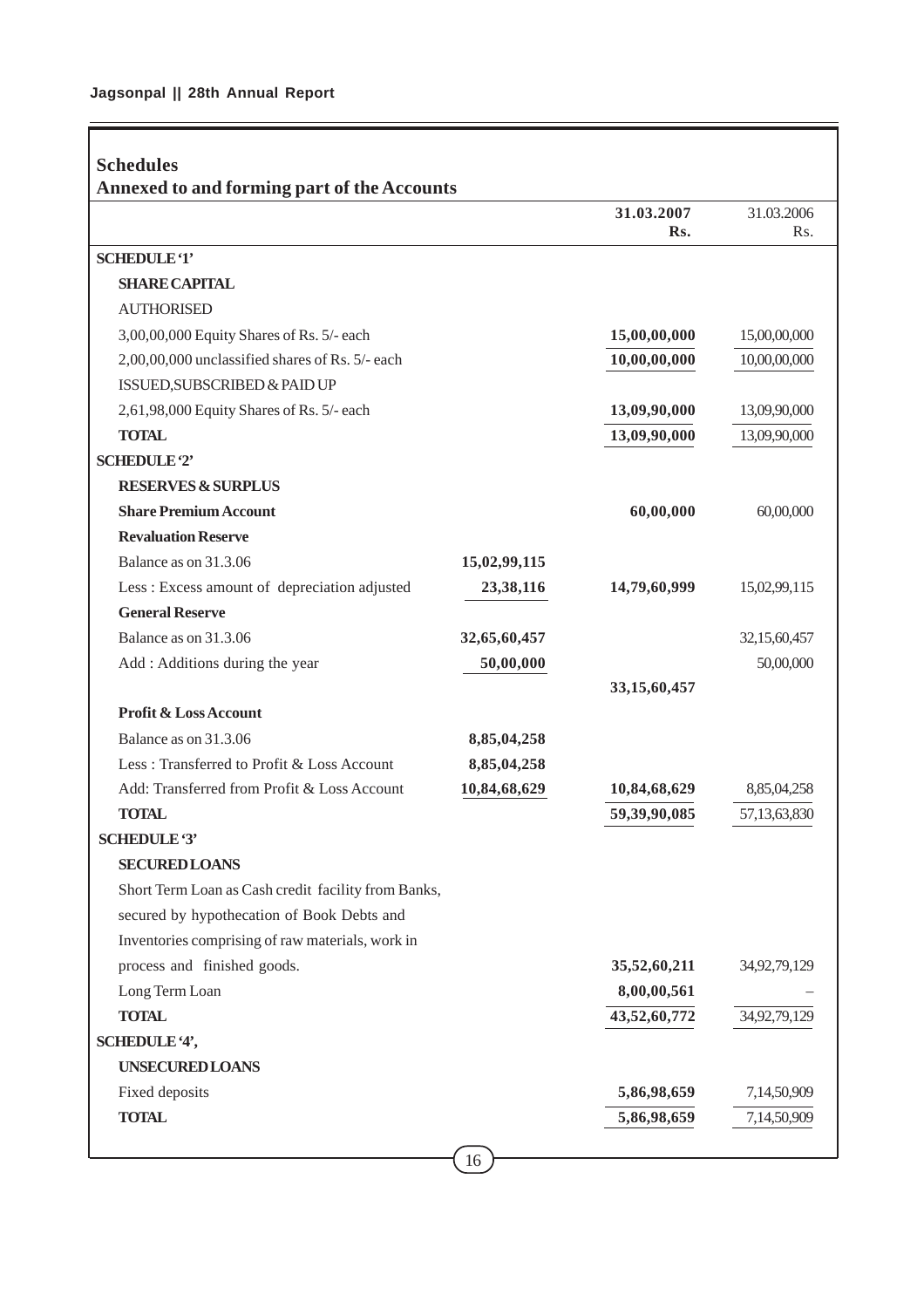## Schedules

### Annexed to and forming part of the Accounts

| | | 31.03.2007 Rs. | 31.03.2006 Rs. |
|---|---|---|---|
| **SCHEDULE '1'** | | | |
| **SHARE CAPITAL** | | | |
| AUTHORISED | | | |
| 3,00,00,000 Equity Shares of Rs. 5/- each | | **15,00,00,000** | 15,00,00,000 |
| 2,00,00,000 unclassified shares of Rs. 5/- each | | **10,00,00,000** | 10,00,00,000 |
| ISSUED,SUBSCRIBED & PAID UP | | | |
| 2,61,98,000 Equity Shares of Rs. 5/- each | | **13,09,90,000** | 13,09,90,000 |
| **TOTAL** | | **13,09,90,000** | 13,09,90,000 |
| **SCHEDULE '2'** | | | |
| **RESERVES & SURPLUS** | | | |
| **Share Premium Account** | | **60,00,000** | 60,00,000 |
| **Revaluation Reserve** | | | |
| Balance as on 31.3.06 | **15,02,99,115** | | |
| Less : Excess amount of depreciation adjusted | **23,38,116** | **14,79,60,999** | 15,02,99,115 |
| **General Reserve** | | | |
| Balance as on 31.3.06 | **32,65,60,457** | | 32,15,60,457 |
| Add : Additions during the year | **50,00,000** | | 50,00,000 |
| | | **33,15,60,457** | |
| **Profit & Loss Account** | | | |
| Balance as on 31.3.06 | **8,85,04,258** | | |
| Less : Transferred to Profit & Loss Account | **8,85,04,258** | | |
| Add: Transferred from Profit & Loss Account | **10,84,68,629** | **10,84,68,629** | 8,85,04,258 |
| **TOTAL** | | **59,39,90,085** | 57,13,63,830 |
| **SCHEDULE '3'** | | | |
| **SECURED LOANS** | | | |
| Short Term Loan as Cash credit facility from Banks, secured by hypothecation of Book Debts and Inventories comprising of raw materials, work in process and finished goods. | | **35,52,60,211** | 34,92,79,129 |
| Long Term Loan | | **8,00,00,561** | – |
| **TOTAL** | | **43,52,60,772** | 34,92,79,129 |
| **SCHEDULE '4',** | | | |
| **UNSECURED LOANS** | | | |
| Fixed deposits | | **5,86,98,659** | 7,14,50,909 |
| **TOTAL** | | **5,86,98,659** | 7,14,50,909 |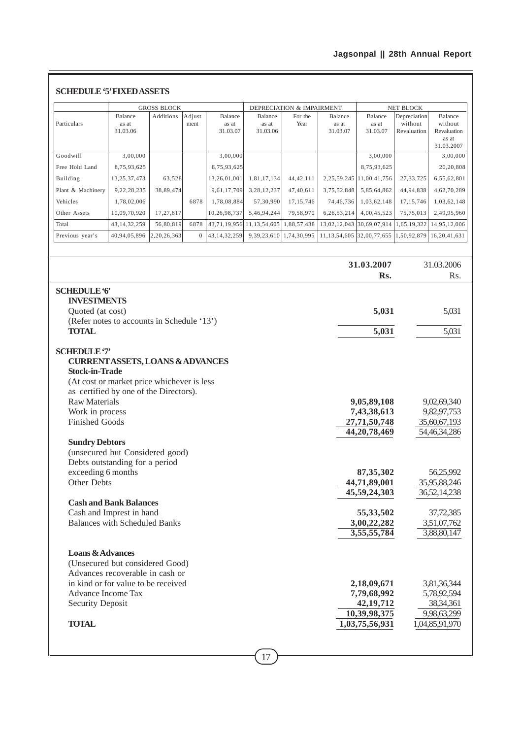## SCHEDULE '5' FIXED ASSETS

| Particulars | GROSS BLOCK | | | | DEPRECIATION & IMPAIRMENT | | | NET BLOCK | | |
|---|---|---|---|---|---|---|---|---|---|---|
| | Balance as at 31.03.06 | Additions | Adjust ment | Balance as at 31.03.07 | Balance as at 31.03.06 | For the Year | Balance as at 31.03.07 | Balance as at 31.03.07 | Depreciation without Revaluation | Balance without Revaluation as at 31.03.2007 |
| Goodwill | 3,00,000 | | | 3,00,000 | | | | 3,00,000 | | 3,00,000 |
| Free Hold Land | 8,75,93,625 | | | 8,75,93,625 | | | | 8,75,93,625 | | 20,20,808 |
| Building | 13,25,37,473 | 63,528 | | 13,26,01,001 | 1,81,17,134 | 44,42,111 | 2,25,59,245 | 11,00,41,756 | 27,33,725 | 6,55,62,801 |
| Plant & Machinery | 9,22,28,235 | 38,89,474 | | 9,61,17,709 | 3,28,12,237 | 47,40,611 | 3,75,52,848 | 5,85,64,862 | 44,94,838 | 4,62,70,289 |
| Vehicles | 1,78,02,006 | | 6878 | 1,78,08,884 | 57,30,990 | 17,15,746 | 74,46,736 | 1,03,62,148 | 17,15,746 | 1,03,62,148 |
| Other Assets | 10,09,70,920 | 17,27,817 | | 10,26,98,737 | 5,46,94,244 | 79,58,970 | 6,26,53,214 | 4,00,45,523 | 75,75,013 | 2,49,95,960 |
| Total | 43,14,32,259 | 56,80,819 | 6878 | 43,71,19,956 | 11,13,54,605 | 1,88,57,438 | 13,02,12,043 | 30,69,07,914 | 1,65,19,322 | 14,95,12,006 |
| Previous year's | 40,94,05,896 | 2,20,26,363 | 0 | 43,14,32,259 | 9,39,23,610 | 1,74,30,995 | 11,13,54,605 | 32,00,77,655 | 1,50,92,879 | 16,20,41,631 |

| | 31.03.2007 Rs. | 31.03.2006 Rs. |
|---|---|---|
| **SCHEDULE '6'** | | |
| **INVESTMENTS** | | |
| Quoted (at cost) | **5,031** | 5,031 |
| (Refer notes to accounts in Schedule '13') | | |
| **TOTAL** | **5,031** | 5,031 |
| **SCHEDULE '7'** | | |
| **CURRENT ASSETS, LOANS & ADVANCES** | | |
| **Stock-in-Trade** | | |
| (At cost or market price whichever is less as certified by one of the Directors). | | |
| Raw Materials | **9,05,89,108** | 9,02,69,340 |
| Work in process | **7,43,38,613** | 9,82,97,753 |
| Finished Goods | **27,71,50,748** | 35,60,67,193 |
| | **44,20,78,469** | 54,46,34,286 |
| **Sundry Debtors** | | |
| (unsecured but Considered good) | | |
| Debts outstanding for a period exceeding 6 months | **87,35,302** | 56,25,992 |
| Other Debts | **44,71,89,001** | 35,95,88,246 |
| | **45,59,24,303** | 36,52,14,238 |
| **Cash and Bank Balances** | | |
| Cash and Imprest in hand | **55,33,502** | 37,72,385 |
| Balances with Scheduled Banks | **3,00,22,282** | 3,51,07,762 |
| | **3,55,55,784** | 3,88,80,147 |
| **Loans & Advances** | | |
| (Unsecured but considered Good) | | |
| Advances recoverable in cash or in kind or for value to be received | **2,18,09,671** | 3,81,36,344 |
| Advance Income Tax | **7,79,68,992** | 5,78,92,594 |
| Security Deposit | **42,19,712** | 38,34,361 |
| | **10,39,98,375** | 9,98,63,299 |
| **TOTAL** | **1,03,75,56,931** | 1,04,85,91,970 |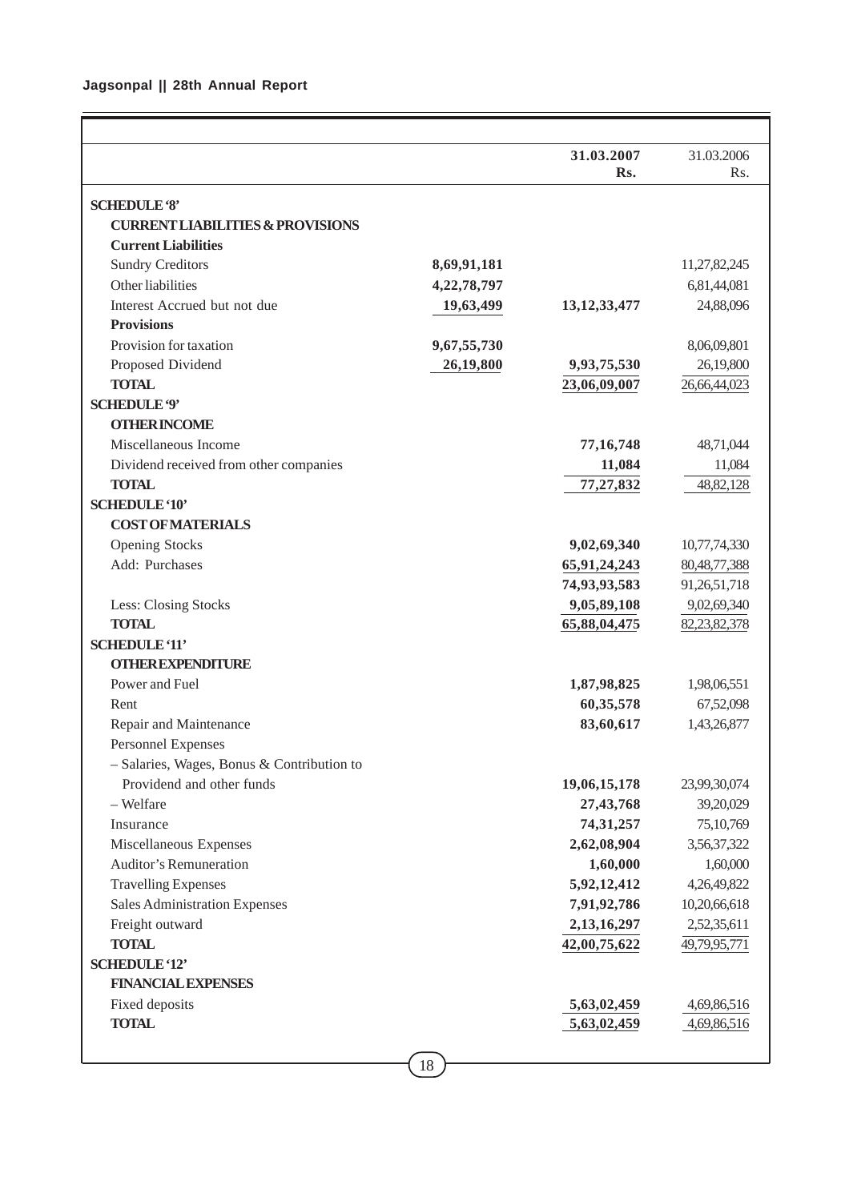| | | 31.03.2007 Rs. | 31.03.2006 Rs. |
|---|---|---|---|
| **SCHEDULE '8'** | | | |
| **CURRENT LIABILITIES & PROVISIONS** | | | |
| **Current Liabilities** | | | |
| Sundry Creditors | 8,69,91,181 | | 11,27,82,245 |
| Other liabilities | 4,22,78,797 | | 6,81,44,081 |
| Interest Accrued but not due | 19,63,499 | 13,12,33,477 | 24,88,096 |
| **Provisions** | | | |
| Provision for taxation | 9,67,55,730 | | 8,06,09,801 |
| Proposed Dividend | 26,19,800 | 9,93,75,530 | 26,19,800 |
| **TOTAL** | | 23,06,09,007 | 26,66,44,023 |
| **SCHEDULE '9'** | | | |
| **OTHER INCOME** | | | |
| Miscellaneous Income | | 77,16,748 | 48,71,044 |
| Dividend received from other companies | | 11,084 | 11,084 |
| **TOTAL** | | 77,27,832 | 48,82,128 |
| **SCHEDULE '10'** | | | |
| **COST OF MATERIALS** | | | |
| Opening Stocks | | 9,02,69,340 | 10,77,74,330 |
| Add: Purchases | | 65,91,24,243 | 80,48,77,388 |
| | | 74,93,93,583 | 91,26,51,718 |
| Less: Closing Stocks | | 9,05,89,108 | 9,02,69,340 |
| **TOTAL** | | 65,88,04,475 | 82,23,82,378 |
| **SCHEDULE '11'** | | | |
| **OTHER EXPENDITURE** | | | |
| Power and Fuel | | 1,87,98,825 | 1,98,06,551 |
| Rent | | 60,35,578 | 67,52,098 |
| Repair and Maintenance | | 83,60,617 | 1,43,26,877 |
| Personnel Expenses | | | |
| – Salaries, Wages, Bonus & Contribution to Providend and other funds | | 19,06,15,178 | 23,99,30,074 |
| – Welfare | | 27,43,768 | 39,20,029 |
| Insurance | | 74,31,257 | 75,10,769 |
| Miscellaneous Expenses | | 2,62,08,904 | 3,56,37,322 |
| Auditor's Remuneration | | 1,60,000 | 1,60,000 |
| Travelling Expenses | | 5,92,12,412 | 4,26,49,822 |
| Sales Administration Expenses | | 7,91,92,786 | 10,20,66,618 |
| Freight outward | | 2,13,16,297 | 2,52,35,611 |
| **TOTAL** | | 42,00,75,622 | 49,79,95,771 |
| **SCHEDULE '12'** | | | |
| **FINANCIAL EXPENSES** | | | |
| Fixed deposits | | 5,63,02,459 | 4,69,86,516 |
| **TOTAL** | | 5,63,02,459 | 4,69,86,516 |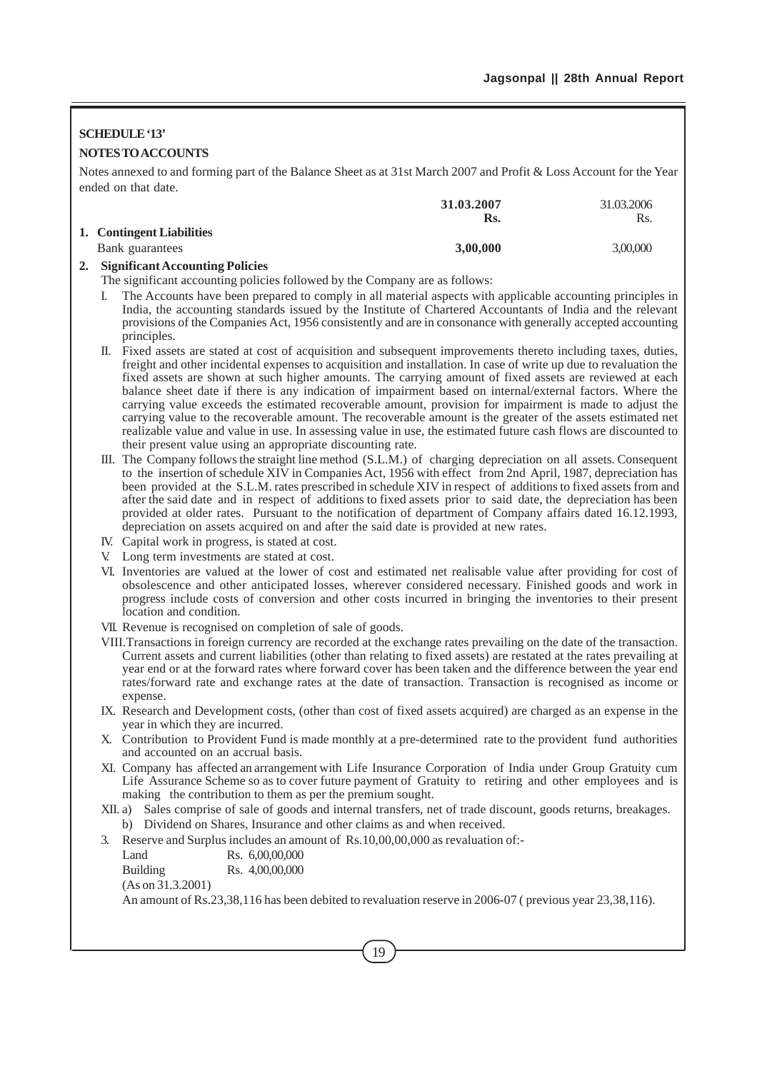**SCHEDULE '13'**

**NOTES TO ACCOUNTS**

Notes annexed to and forming part of the Balance Sheet as at 31st March 2007 and Profit & Loss Account for the Year ended on that date.

| | **31.03.2007 Rs.** | 31.03.2006 Rs. |
|---|---|---|
| **1. Contingent Liabilities** | | |
| Bank guarantees | **3,00,000** | 3,00,000 |

**2. Significant Accounting Policies**

The significant accounting policies followed by the Company are as follows:

I. The Accounts have been prepared to comply in all material aspects with applicable accounting principles in India, the accounting standards issued by the Institute of Chartered Accountants of India and the relevant provisions of the Companies Act, 1956 consistently and are in consonance with generally accepted accounting principles.

II. Fixed assets are stated at cost of acquisition and subsequent improvements thereto including taxes, duties, freight and other incidental expenses to acquisition and installation. In case of write up due to revaluation the fixed assets are shown at such higher amounts. The carrying amount of fixed assets are reviewed at each balance sheet date if there is any indication of impairment based on internal/external factors. Where the carrying value exceeds the estimated recoverable amount, provision for impairment is made to adjust the carrying value to the recoverable amount. The recoverable amount is the greater of the assets estimated net realizable value and value in use. In assessing value in use, the estimated future cash flows are discounted to their present value using an appropriate discounting rate.

III. The Company follows the straight line method (S.L.M.) of charging depreciation on all assets. Consequent to the insertion of schedule XIV in Companies Act, 1956 with effect from 2nd April, 1987, depreciation has been provided at the S.L.M. rates prescribed in schedule XIV in respect of additions to fixed assets from and after the said date and in respect of additions to fixed assets prior to said date, the depreciation has been provided at older rates. Pursuant to the notification of department of Company affairs dated 16.12.1993, depreciation on assets acquired on and after the said date is provided at new rates.

IV. Capital work in progress, is stated at cost.

V. Long term investments are stated at cost.

VI. Inventories are valued at the lower of cost and estimated net realisable value after providing for cost of obsolescence and other anticipated losses, wherever considered necessary. Finished goods and work in progress include costs of conversion and other costs incurred in bringing the inventories to their present location and condition.

VII. Revenue is recognised on completion of sale of goods.

VIII. Transactions in foreign currency are recorded at the exchange rates prevailing on the date of the transaction. Current assets and current liabilities (other than relating to fixed assets) are restated at the rates prevailing at year end or at the forward rates where forward cover has been taken and the difference between the year end rates/forward rate and exchange rates at the date of transaction. Transaction is recognised as income or expense.

IX. Research and Development costs, (other than cost of fixed assets acquired) are charged as an expense in the year in which they are incurred.

X. Contribution to Provident Fund is made monthly at a pre-determined rate to the provident fund authorities and accounted on an accrual basis.

XI. Company has affected an arrangement with Life Insurance Corporation of India under Group Gratuity cum Life Assurance Scheme so as to cover future payment of Gratuity to retiring and other employees and is making the contribution to them as per the premium sought.

XII. a) Sales comprise of sale of goods and internal transfers, net of trade discount, goods returns, breakages.

b) Dividend on Shares, Insurance and other claims as and when received.

3. Reserve and Surplus includes an amount of Rs.10,00,00,000 as revaluation of:-

| | |
|---|---|
| Land | Rs. 6,00,00,000 |
| Building | Rs. 4,00,00,000 |

(As on 31.3.2001)

An amount of Rs.23,38,116 has been debited to revaluation reserve in 2006-07 ( previous year 23,38,116).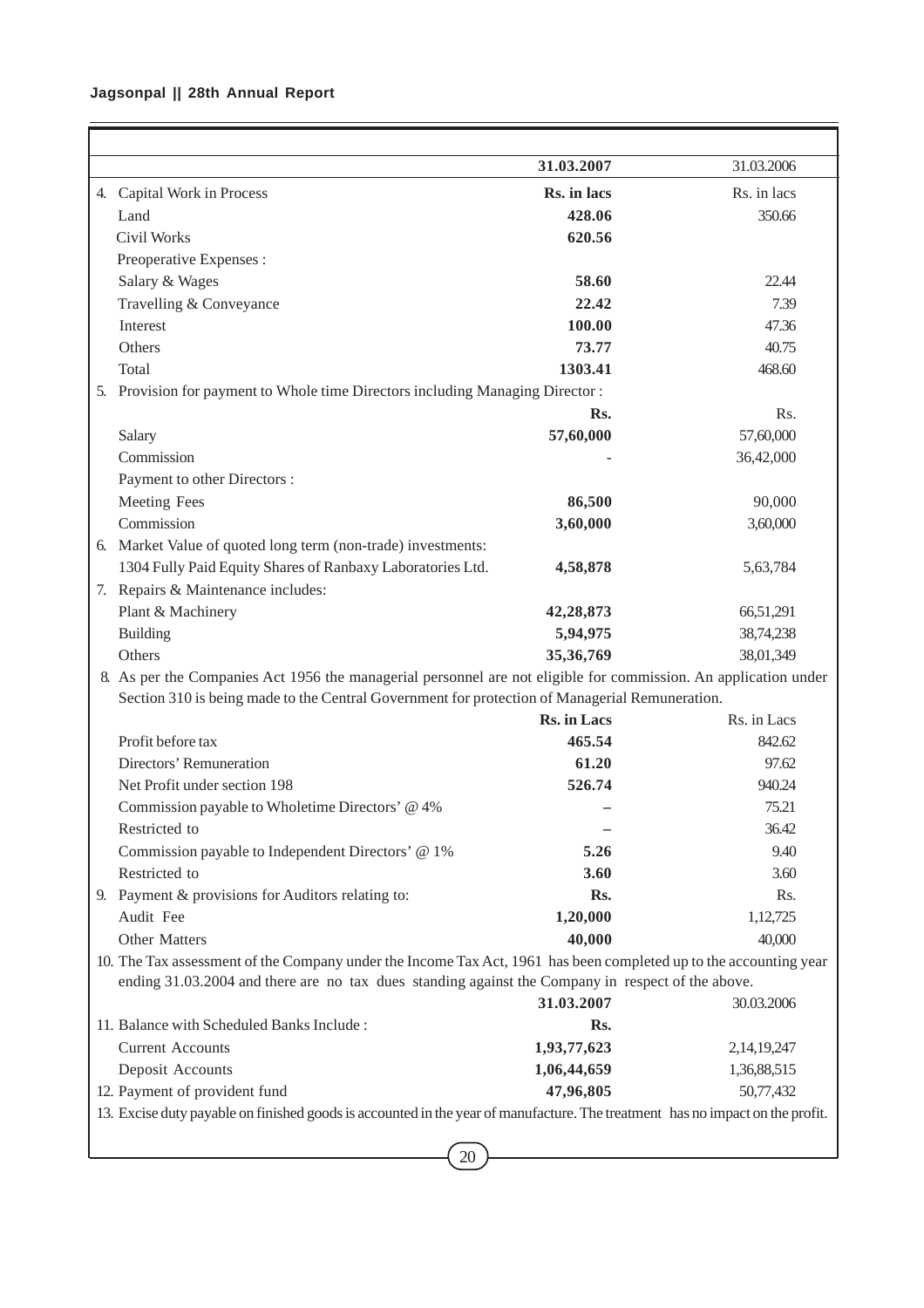| | 31.03.2007 | 31.03.2006 |
|---|---|---|
| 4. Capital Work in Process | **Rs. in lacs** | Rs. in lacs |
| Land | **428.06** | 350.66 |
| Civil Works | **620.56** | |
| Preoperative Expenses : | | |
| Salary & Wages | **58.60** | 22.44 |
| Travelling & Conveyance | **22.42** | 7.39 |
| Interest | **100.00** | 47.36 |
| Others | **73.77** | 40.75 |
| Total | **1303.41** | 468.60 |
| 5. Provision for payment to Whole time Directors including Managing Director : | | |
| | **Rs.** | Rs. |
| Salary | **57,60,000** | 57,60,000 |
| Commission | - | 36,42,000 |
| Payment to other Directors : | | |
| Meeting Fees | **86,500** | 90,000 |
| Commission | **3,60,000** | 3,60,000 |
| 6. Market Value of quoted long term (non-trade) investments: | | |
| 1304 Fully Paid Equity Shares of Ranbaxy Laboratories Ltd. | **4,58,878** | 5,63,784 |
| 7. Repairs & Maintenance includes: | | |
| Plant & Machinery | **42,28,873** | 66,51,291 |
| Building | **5,94,975** | 38,74,238 |
| Others | **35,36,769** | 38,01,349 |

8. As per the Companies Act 1956 the managerial personnel are not eligible for commission. An application under Section 310 is being made to the Central Government for protection of Managerial Remuneration.

| | **Rs. in Lacs** | Rs. in Lacs |
|---|---|---|
| Profit before tax | **465.54** | 842.62 |
| Directors' Remuneration | **61.20** | 97.62 |
| Net Profit under section 198 | **526.74** | 940.24 |
| Commission payable to Wholetime Directors' @ 4% | – | 75.21 |
| Restricted to | – | 36.42 |
| Commission payable to Independent Directors' @ 1% | **5.26** | 9.40 |
| Restricted to | **3.60** | 3.60 |
| 9. Payment & provisions for Auditors relating to: | **Rs.** | Rs. |
| Audit Fee | **1,20,000** | 1,12,725 |
| Other Matters | **40,000** | 40,000 |

10. The Tax assessment of the Company under the Income Tax Act, 1961 has been completed up to the accounting year ending 31.03.2004 and there are no tax dues standing against the Company in respect of the above.

| | **31.03.2007** | 30.03.2006 |
|---|---|---|
| 11. Balance with Scheduled Banks Include : | **Rs.** | |
| Current Accounts | **1,93,77,623** | 2,14,19,247 |
| Deposit Accounts | **1,06,44,659** | 1,36,88,515 |
| 12. Payment of provident fund | **47,96,805** | 50,77,432 |

13. Excise duty payable on finished goods is accounted in the year of manufacture. The treatment has no impact on the profit.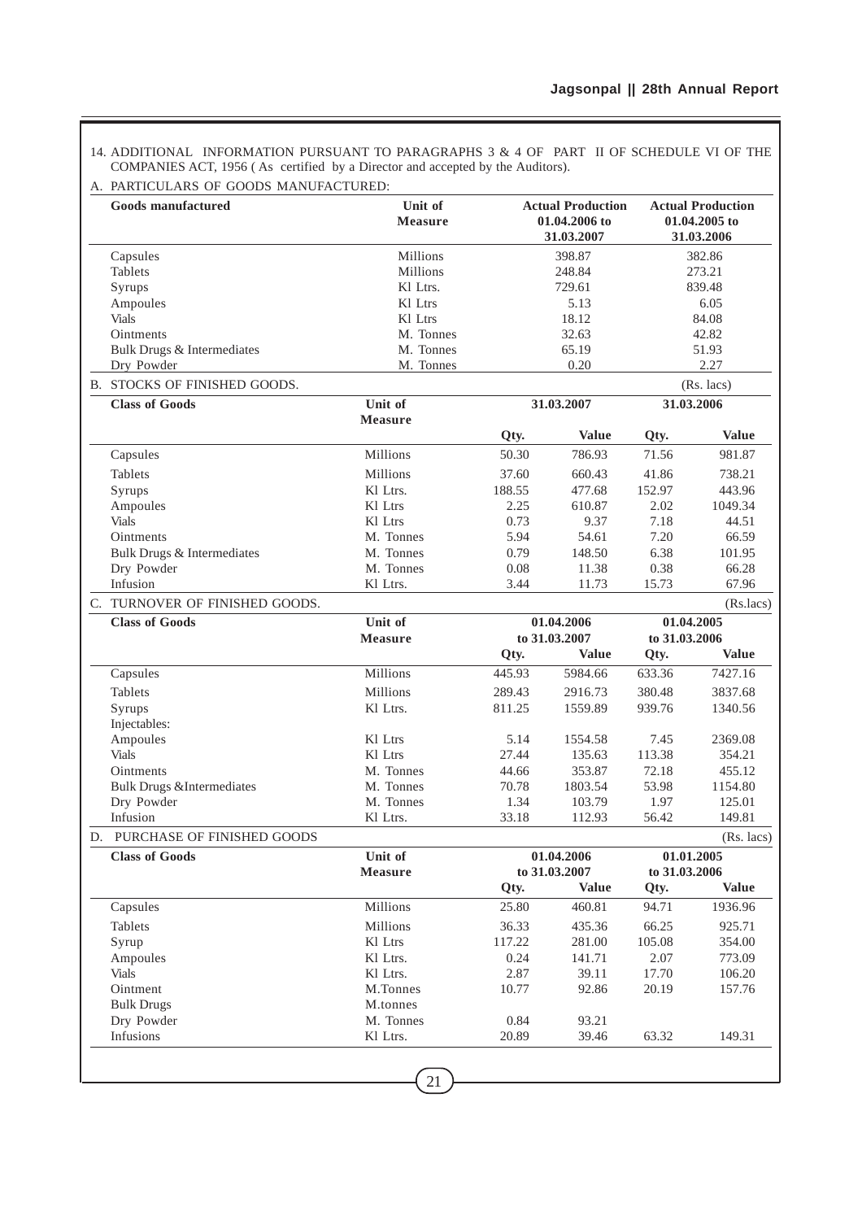14. ADDITIONAL INFORMATION PURSUANT TO PARAGRAPHS 3 & 4 OF PART II OF SCHEDULE VI OF THE COMPANIES ACT, 1956 ( As certified by a Director and accepted by the Auditors).

A. PARTICULARS OF GOODS MANUFACTURED:

| Goods manufactured | Unit of Measure | Actual Production 01.04.2006 to 31.03.2007 | Actual Production 01.04.2005 to 31.03.2006 |
|---|---|---|---|
| Capsules | Millions | 398.87 | 382.86 |
| Tablets | Millions | 248.84 | 273.21 |
| Syrups | Kl Ltrs. | 729.61 | 839.48 |
| Ampoules | Kl Ltrs | 5.13 | 6.05 |
| Vials | Kl Ltrs | 18.12 | 84.08 |
| Ointments | M. Tonnes | 32.63 | 42.82 |
| Bulk Drugs & Intermediates | M. Tonnes | 65.19 | 51.93 |
| Dry Powder | M. Tonnes | 0.20 | 2.27 |

B. STOCKS OF FINISHED GOODS. (Rs. lacs)

| Class of Goods | Unit of Measure | 31.03.2007 | | 31.03.2006 | |
|---|---|---|---|---|---|
| | | Qty. | Value | Qty. | Value |
| Capsules | Millions | 50.30 | 786.93 | 71.56 | 981.87 |
| Tablets | Millions | 37.60 | 660.43 | 41.86 | 738.21 |
| Syrups | Kl Ltrs. | 188.55 | 477.68 | 152.97 | 443.96 |
| Ampoules | Kl Ltrs | 2.25 | 610.87 | 2.02 | 1049.34 |
| Vials | Kl Ltrs | 0.73 | 9.37 | 7.18 | 44.51 |
| Ointments | M. Tonnes | 5.94 | 54.61 | 7.20 | 66.59 |
| Bulk Drugs & Intermediates | M. Tonnes | 0.79 | 148.50 | 6.38 | 101.95 |
| Dry Powder | M. Tonnes | 0.08 | 11.38 | 0.38 | 66.28 |
| Infusion | Kl Ltrs. | 3.44 | 11.73 | 15.73 | 67.96 |

C. TURNOVER OF FINISHED GOODS. (Rs.lacs)

| Class of Goods | Unit of Measure | 01.04.2006 to 31.03.2007 | | 01.04.2005 to 31.03.2006 | |
|---|---|---|---|---|---|
| | | Qty. | Value | Qty. | Value |
| Capsules | Millions | 445.93 | 5984.66 | 633.36 | 7427.16 |
| Tablets | Millions | 289.43 | 2916.73 | 380.48 | 3837.68 |
| Syrups | Kl Ltrs. | 811.25 | 1559.89 | 939.76 | 1340.56 |
| Injectables: | | | | | |
| Ampoules | Kl Ltrs | 5.14 | 1554.58 | 7.45 | 2369.08 |
| Vials | Kl Ltrs | 27.44 | 135.63 | 113.38 | 354.21 |
| Ointments | M. Tonnes | 44.66 | 353.87 | 72.18 | 455.12 |
| Bulk Drugs &Intermediates | M. Tonnes | 70.78 | 1803.54 | 53.98 | 1154.80 |
| Dry Powder | M. Tonnes | 1.34 | 103.79 | 1.97 | 125.01 |
| Infusion | Kl Ltrs. | 33.18 | 112.93 | 56.42 | 149.81 |

D. PURCHASE OF FINISHED GOODS (Rs. lacs)

| Class of Goods | Unit of Measure | 01.04.2006 to 31.03.2007 | | 01.01.2005 to 31.03.2006 | |
|---|---|---|---|---|---|
| | | Qty. | Value | Qty. | Value |
| Capsules | Millions | 25.80 | 460.81 | 94.71 | 1936.96 |
| Tablets | Millions | 36.33 | 435.36 | 66.25 | 925.71 |
| Syrup | Kl Ltrs | 117.22 | 281.00 | 105.08 | 354.00 |
| Ampoules | Kl Ltrs. | 0.24 | 141.71 | 2.07 | 773.09 |
| Vials | Kl Ltrs. | 2.87 | 39.11 | 17.70 | 106.20 |
| Ointment | M.Tonnes | 10.77 | 92.86 | 20.19 | 157.76 |
| Bulk Drugs | M.tonnes | | | | |
| Dry Powder | M. Tonnes | 0.84 | 93.21 | | |
| Infusions | Kl Ltrs. | 20.89 | 39.46 | 63.32 | 149.31 |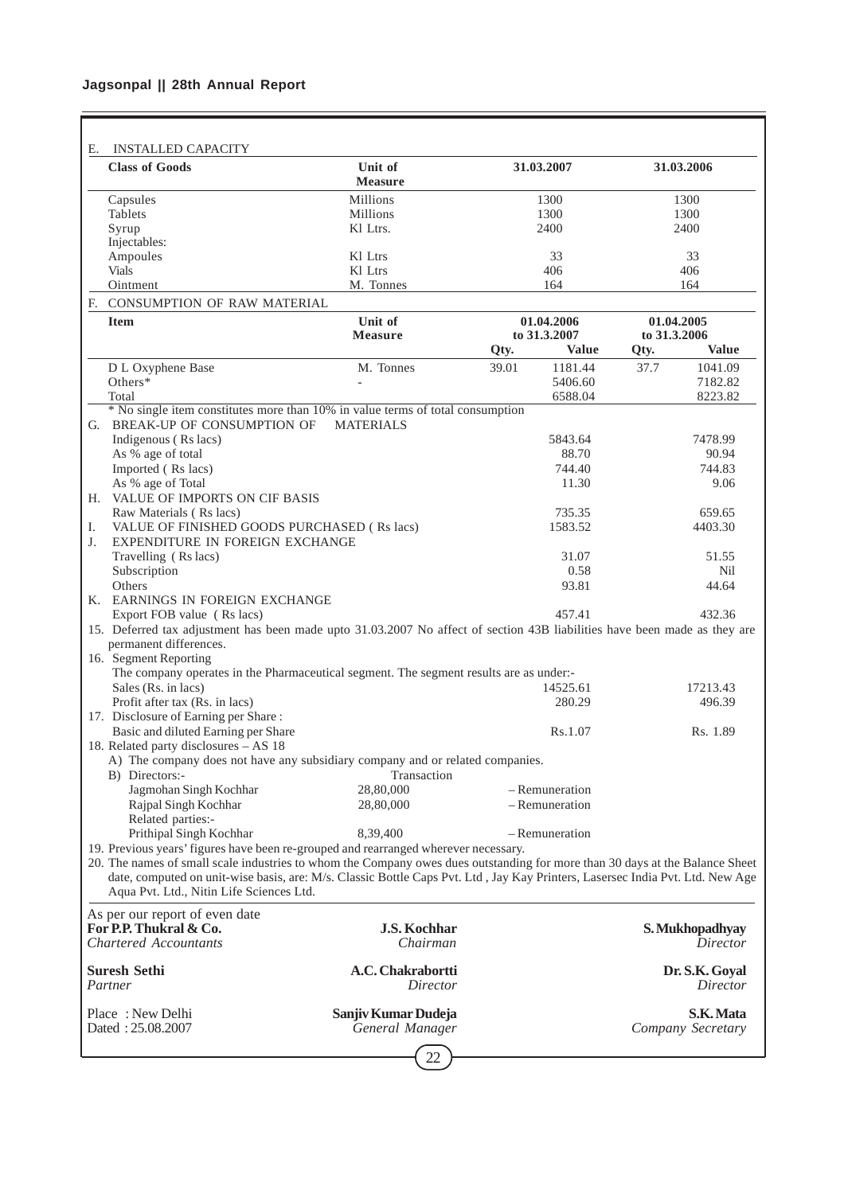## E. INSTALLED CAPACITY

| Class of Goods | Unit of Measure | 31.03.2007 | 31.03.2006 |
|---|---|---|---|
| Capsules | Millions | 1300 | 1300 |
| Tablets | Millions | 1300 | 1300 |
| Syrup | Kl Ltrs. | 2400 | 2400 |
| Injectables: | | | |
| Ampoules | Kl Ltrs | 33 | 33 |
| Vials | Kl Ltrs | 406 | 406 |
| Ointment | M. Tonnes | 164 | 164 |

## F. CONSUMPTION OF RAW MATERIAL

| Item | Unit of Measure | 01.04.2006 to 31.3.2007 | | 01.04.2005 to 31.3.2006 | |
|---|---|---|---|---|---|
| | | Qty. | Value | Qty. | Value |
| D L Oxyphene Base | M. Tonnes | 39.01 | 1181.44 | 37.7 | 1041.09 |
| Others* | - | | 5406.60 | | 7182.82 |
| Total | | | 6588.04 | | 8223.82 |

* No single item constitutes more than 10% in value terms of total consumption

| | 31.03.2007 | 31.03.2006 |
|---|---|---|
| **G. BREAK-UP OF CONSUMPTION OF MATERIALS** | | |
| Indigenous ( Rs lacs) | 5843.64 | 7478.99 |
| As % age of total | 88.70 | 90.94 |
| Imported ( Rs lacs) | 744.40 | 744.83 |
| As % age of Total | 11.30 | 9.06 |
| **H. VALUE OF IMPORTS ON CIF BASIS** | | |
| Raw Materials ( Rs lacs) | 735.35 | 659.65 |
| **I. VALUE OF FINISHED GOODS PURCHASED ( Rs lacs)** | 1583.52 | 4403.30 |
| **J. EXPENDITURE IN FOREIGN EXCHANGE** | | |
| Travelling ( Rs lacs) | 31.07 | 51.55 |
| Subscription | 0.58 | Nil |
| Others | 93.81 | 44.64 |
| **K. EARNINGS IN FOREIGN EXCHANGE** | | |
| Export FOB value ( Rs lacs) | 457.41 | 432.36 |

15. Deferred tax adjustment has been made upto 31.03.2007 No affect of section 43B liabilities have been made as they are permanent differences.

16. Segment Reporting

The company operates in the Pharmaceutical segment. The segment results are as under:-

| | | |
|---|---|---|
| Sales (Rs. in lacs) | 14525.61 | 17213.43 |
| Profit after tax (Rs. in lacs) | 280.29 | 496.39 |

17. Disclosure of Earning per Share :

| | | |
|---|---|---|
| Basic and diluted Earning per Share | Rs.1.07 | Rs. 1.89 |

18. Related party disclosures – AS 18

A) The company does not have any subsidiary company and or related companies.

| B) Directors:- | Transaction | |
|---|---|---|
| Jagmohan Singh Kochhar | 28,80,000 | – Remuneration |
| Rajpal Singh Kochhar | 28,80,000 | – Remuneration |
| Related parties:- | | |
| Prithipal Singh Kochhar | 8,39,400 | – Remuneration |

19. Previous years' figures have been re-grouped and rearranged wherever necessary.

20. The names of small scale industries to whom the Company owes dues outstanding for more than 30 days at the Balance Sheet date, computed on unit-wise basis, are: M/s. Classic Bottle Caps Pvt. Ltd , Jay Kay Printers, Lasersec India Pvt. Ltd. New Age Aqua Pvt. Ltd., Nitin Life Sciences Ltd.

As per our report of even date

| | | |
|---|---|---|
| **For P.P. Thukral & Co.** | **J.S. Kochhar** | **S. Mukhopadhyay** |
| *Chartered Accountants* | *Chairman* | *Director* |
| **Suresh Sethi** | **A.C. Chakrabortti** | **Dr. S.K. Goyal** |
| *Partner* | *Director* | *Director* |
| Place : New Delhi | **Sanjiv Kumar Dudeja** | **S.K. Mata** |
| Dated : 25.08.2007 | *General Manager* | *Company Secretary* |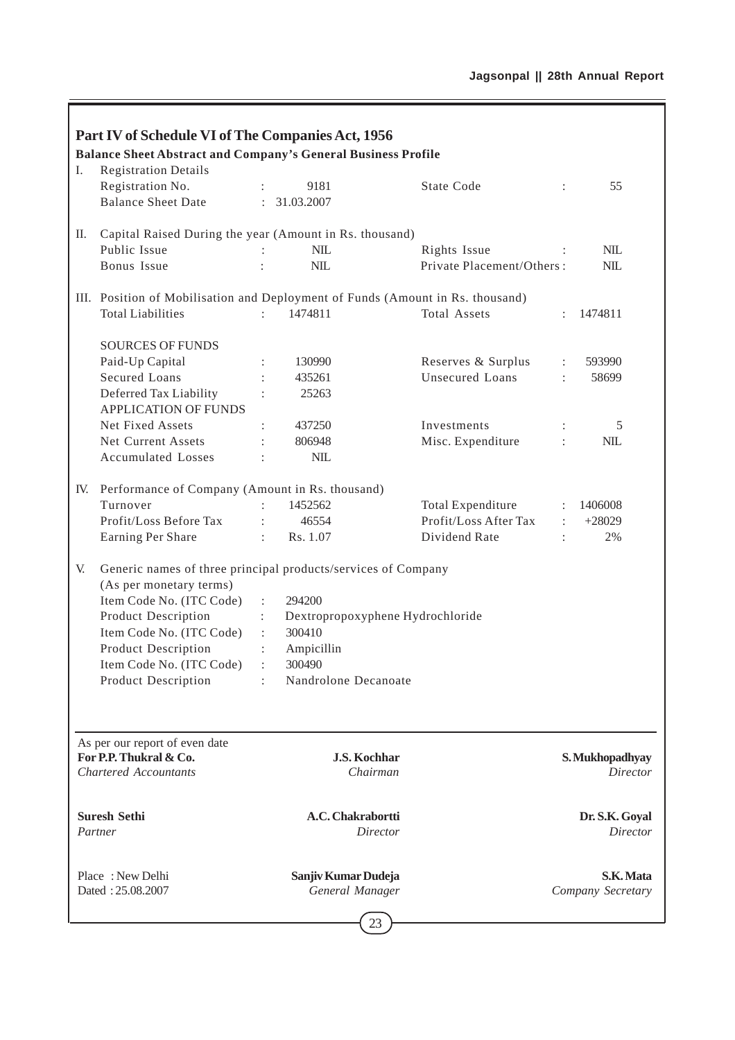## Part IV of Schedule VI of The Companies Act, 1956

### Balance Sheet Abstract and Company's General Business Profile

**I. Registration Details**

| | | | | | |
|---|---|---|---|---|---|
| Registration No. | : | 9181 | State Code | : | 55 |
| Balance Sheet Date | : | 31.03.2007 | | | |

**II. Capital Raised During the year (Amount in Rs. thousand)**

| | | | | | |
|---|---|---|---|---|---|
| Public Issue | : | NIL | Rights Issue | : | NIL |
| Bonus Issue | : | NIL | Private Placement/Others | : | NIL |

**III. Position of Mobilisation and Deployment of Funds (Amount in Rs. thousand)**

| | | | | | |
|---|---|---|---|---|---|
| Total Liabilities | : | 1474811 | Total Assets | : | 1474811 |
| **SOURCES OF FUNDS** | | | | | |
| Paid-Up Capital | : | 130990 | Reserves & Surplus | : | 593990 |
| Secured Loans | : | 435261 | Unsecured Loans | : | 58699 |
| Deferred Tax Liability | : | 25263 | | | |
| **APPLICATION OF FUNDS** | | | | | |
| Net Fixed Assets | : | 437250 | Investments | : | 5 |
| Net Current Assets | : | 806948 | Misc. Expenditure | : | NIL |
| Accumulated Losses | : | NIL | | | |

**IV. Performance of Company (Amount in Rs. thousand)**

| | | | | | |
|---|---|---|---|---|---|
| Turnover | : | 1452562 | Total Expenditure | : | 1406008 |
| Profit/Loss Before Tax | : | 46554 | Profit/Loss After Tax | : | +28029 |
| Earning Per Share | : | Rs. 1.07 | Dividend Rate | : | 2% |

**V. Generic names of three principal products/services of Company (As per monetary terms)**

| | | |
|---|---|---|
| Item Code No. (ITC Code) | : | 294200 |
| Product Description | : | Dextropropoxyphene Hydrochloride |
| Item Code No. (ITC Code) | : | 300410 |
| Product Description | : | Ampicillin |
| Item Code No. (ITC Code) | : | 300490 |
| Product Description | : | Nandrolone Decanoate |

As per our report of even date
**For P.P. Thukral & Co.**
*Chartered Accountants*

**Suresh Sethi**
*Partner*

Place : New Delhi
Dated : 25.08.2007

**J.S. Kochhar**
*Chairman*

**A.C. Chakrabortti**
*Director*

**Sanjiv Kumar Dudeja**
*General Manager*

**S. Mukhopadhyay**
*Director*

**Dr. S.K. Goyal**
*Director*

**S.K. Mata**
*Company Secretary*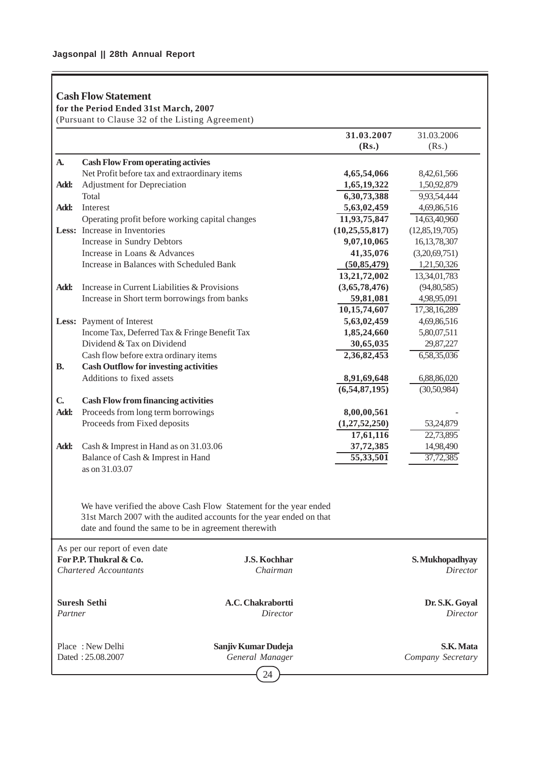## Cash Flow Statement

**for the Period Ended 31st March, 2007**

(Pursuant to Clause 32 of the Listing Agreement)

| | | **31.03.2007 (Rs.)** | 31.03.2006 (Rs.) |
|---|---|---|---|
| **A.** | **Cash Flow From operating activies** | | |
| | Net Profit before tax and extraordinary items | **4,65,54,066** | 8,42,61,566 |
| **Add:** | Adjustment for Depreciation | **1,65,19,322** | 1,50,92,879 |
| | Total | **6,30,73,388** | 9,93,54,444 |
| **Add:** | Interest | **5,63,02,459** | 4,69,86,516 |
| | Operating profit before working capital changes | **11,93,75,847** | 14,63,40,960 |
| **Less:** | Increase in Inventories | **(10,25,55,817)** | (12,85,19,705) |
| | Increase in Sundry Debtors | **9,07,10,065** | 16,13,78,307 |
| | Increase in Loans & Advances | **41,35,076** | (3,20,69,751) |
| | Increase in Balances with Scheduled Bank | **(50,85,479)** | 1,21,50,326 |
| | | **13,21,72,002** | 13,34,01,783 |
| **Add:** | Increase in Current Liabilities & Provisions | **(3,65,78,476)** | (94,80,585) |
| | Increase in Short term borrowings from banks | **59,81,081** | 4,98,95,091 |
| | | **10,15,74,607** | 17,38,16,289 |
| **Less:** | Payment of Interest | **5,63,02,459** | 4,69,86,516 |
| | Income Tax, Deferred Tax & Fringe Benefit Tax | **1,85,24,660** | 5,80,07,511 |
| | Dividend & Tax on Dividend | **30,65,035** | 29,87,227 |
| | Cash flow before extra ordinary items | **2,36,82,453** | 6,58,35,036 |
| **B.** | **Cash Outflow for investing activities** | | |
| | Additions to fixed assets | **8,91,69,648** | 6,88,86,020 |
| | | **(6,54,87,195)** | (30,50,984) |
| **C.** | **Cash Flow from financing activities** | | |
| **Add:** | Proceeds from long term borrowings | **8,00,00,561** | - |
| | Proceeds from Fixed deposits | **(1,27,52,250)** | 53,24,879 |
| | | **17,61,116** | 22,73,895 |
| **Add:** | Cash & Imprest in Hand as on 31.03.06 | **37,72,385** | 14,98,490 |
| | Balance of Cash & Imprest in Hand as on 31.03.07 | **55,33,501** | 37,72,385 |

We have verified the above Cash Flow Statement for the year ended 31st March 2007 with the audited accounts for the year ended on that date and found the same to be in agreement therewith

As per our report of even date
**For P.P. Thukral & Co.**
*Chartered Accountants*

**Suresh Sethi**
*Partner*

Place : New Delhi
Dated : 25.08.2007

**J.S. Kochhar**
*Chairman*

**A.C. Chakrabortti**
*Director*

**Sanjiv Kumar Dudeja**
*General Manager*

**S. Mukhopadhyay**
*Director*

**Dr. S.K. Goyal**
*Director*

**S.K. Mata**
*Company Secretary*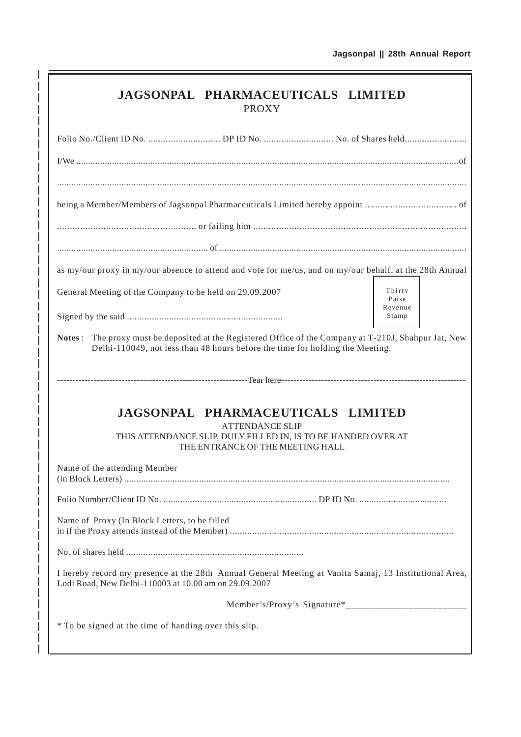# JAGSONPAL PHARMACEUTICALS LIMITED

## PROXY

Folio No./Client ID No. ............................ DP ID No. ........................... No. of Shares held........................

I/We ..............................................................................................................................................of

.............................................................................................................................................................

being a Member/Members of Jagsonpal Pharmaceuticals Limited hereby appoint ................................... of

...................................................... or failing him ...................................................................................

.............................................................. of .....................................................................................................

as my/our proxy in my/our absence to attend and vote for me/us, and on my/our behalf, at the 28th Annual General Meeting of the Company to be held on 29.09.2007

Signed by the said ..............................................................

Thirty Paise Revenue Stamp

**Notes** : The proxy must be deposited at the Registered Office of the Company at T-210J, Shahpur Jat, New Delhi-110049, not less than 48 hours before the time for holding the Meeting.

------------------------------------------------------------Tear here----------------------------------------------------------

# JAGSONPAL PHARMACEUTICALS LIMITED

ATTENDANCE SLIP

THIS ATTENDANCE SLIP, DULY FILLED IN, IS TO BE HANDED OVER AT THE ENTRANCE OF THE MEETING HALL

Name of the attending Member
(in Block Letters) .....................................................................................................................................

Folio Number/Client ID No. .............................................................. DP ID No. ...................................

Name of Proxy (In Block Letters, to be filled in if the Proxy attends instead of the Member) .........................................................................................

No. of shares held .......................................................................

I hereby record my presence at the 28th Annual General Meeting at Vanita Samaj, 13 Institutional Area, Lodi Road, New Delhi-110003 at 10.00 am on 29.09.2007

Member's/Proxy's Signature*_________________________

* To be signed at the time of handing over this slip.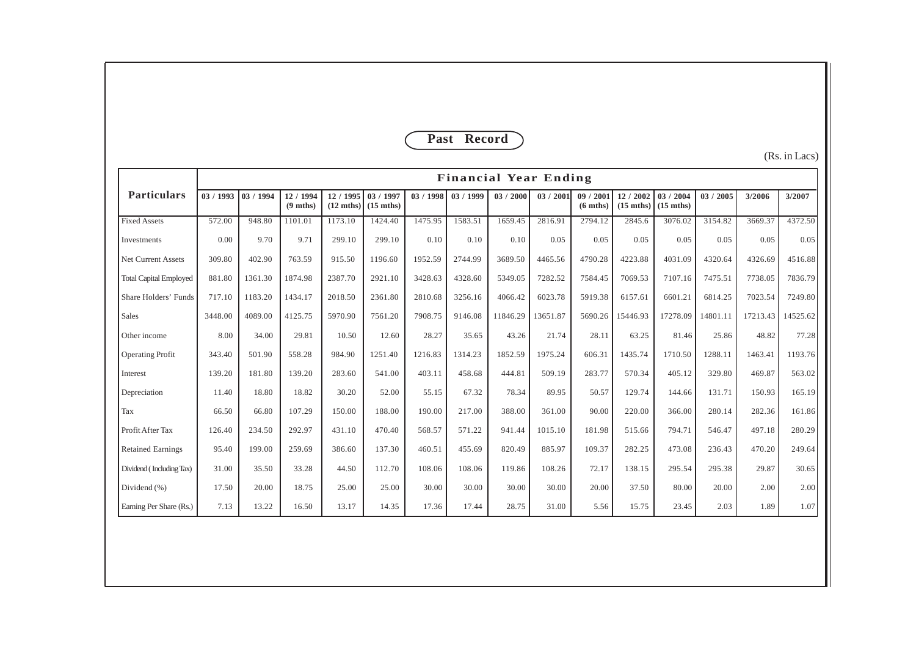## Past Record

(Rs. in Lacs)

| Particulars | Financial Year Ending | | | | | | | | | | | | | | |
|---|---|---|---|---|---|---|---|---|---|---|---|---|---|---|---|
| | 03 / 1993 | 03 / 1994 | 12 / 1994 (9 mths) | 12 / 1995 (12 mths) | 03 / 1997 (15 mths) | 03 / 1998 | 03 / 1999 | 03 / 2000 | 03 / 2001 | 09 / 2001 (6 mths) | 12 / 2002 (15 mths) | 03 / 2004 (15 mths) | 03 / 2005 | 3/2006 | 3/2007 |
| Fixed Assets | 572.00 | 948.80 | 1101.01 | 1173.10 | 1424.40 | 1475.95 | 1583.51 | 1659.45 | 2816.91 | 2794.12 | 2845.6 | 3076.02 | 3154.82 | 3669.37 | 4372.50 |
| Investments | 0.00 | 9.70 | 9.71 | 299.10 | 299.10 | 0.10 | 0.10 | 0.10 | 0.05 | 0.05 | 0.05 | 0.05 | 0.05 | 0.05 | 0.05 |
| Net Current Assets | 309.80 | 402.90 | 763.59 | 915.50 | 1196.60 | 1952.59 | 2744.99 | 3689.50 | 4465.56 | 4790.28 | 4223.88 | 4031.09 | 4320.64 | 4326.69 | 4516.88 |
| Total Capital Employed | 881.80 | 1361.30 | 1874.98 | 2387.70 | 2921.10 | 3428.63 | 4328.60 | 5349.05 | 7282.52 | 7584.45 | 7069.53 | 7107.16 | 7475.51 | 7738.05 | 7836.79 |
| Share Holders' Funds | 717.10 | 1183.20 | 1434.17 | 2018.50 | 2361.80 | 2810.68 | 3256.16 | 4066.42 | 6023.78 | 5919.38 | 6157.61 | 6601.21 | 6814.25 | 7023.54 | 7249.80 |
| Sales | 3448.00 | 4089.00 | 4125.75 | 5970.90 | 7561.20 | 7908.75 | 9146.08 | 11846.29 | 13651.87 | 5690.26 | 15446.93 | 17278.09 | 14801.11 | 17213.43 | 14525.62 |
| Other income | 8.00 | 34.00 | 29.81 | 10.50 | 12.60 | 28.27 | 35.65 | 43.26 | 21.74 | 28.11 | 63.25 | 81.46 | 25.86 | 48.82 | 77.28 |
| Operating Profit | 343.40 | 501.90 | 558.28 | 984.90 | 1251.40 | 1216.83 | 1314.23 | 1852.59 | 1975.24 | 606.31 | 1435.74 | 1710.50 | 1288.11 | 1463.41 | 1193.76 |
| Interest | 139.20 | 181.80 | 139.20 | 283.60 | 541.00 | 403.11 | 458.68 | 444.81 | 509.19 | 283.77 | 570.34 | 405.12 | 329.80 | 469.87 | 563.02 |
| Depreciation | 11.40 | 18.80 | 18.82 | 30.20 | 52.00 | 55.15 | 67.32 | 78.34 | 89.95 | 50.57 | 129.74 | 144.66 | 131.71 | 150.93 | 165.19 |
| Tax | 66.50 | 66.80 | 107.29 | 150.00 | 188.00 | 190.00 | 217.00 | 388.00 | 361.00 | 90.00 | 220.00 | 366.00 | 280.14 | 282.36 | 161.86 |
| Profit After Tax | 126.40 | 234.50 | 292.97 | 431.10 | 470.40 | 568.57 | 571.22 | 941.44 | 1015.10 | 181.98 | 515.66 | 794.71 | 546.47 | 497.18 | 280.29 |
| Retained Earnings | 95.40 | 199.00 | 259.69 | 386.60 | 137.30 | 460.51 | 455.69 | 820.49 | 885.97 | 109.37 | 282.25 | 473.08 | 236.43 | 470.20 | 249.64 |
| Dividend ( Including Tax) | 31.00 | 35.50 | 33.28 | 44.50 | 112.70 | 108.06 | 108.06 | 119.86 | 108.26 | 72.17 | 138.15 | 295.54 | 295.38 | 29.87 | 30.65 |
| Dividend (%) | 17.50 | 20.00 | 18.75 | 25.00 | 25.00 | 30.00 | 30.00 | 30.00 | 30.00 | 20.00 | 37.50 | 80.00 | 20.00 | 2.00 | 2.00 |
| Earning Per Share (Rs.) | 7.13 | 13.22 | 16.50 | 13.17 | 14.35 | 17.36 | 17.44 | 28.75 | 31.00 | 5.56 | 15.75 | 23.45 | 2.03 | 1.89 | 1.07 |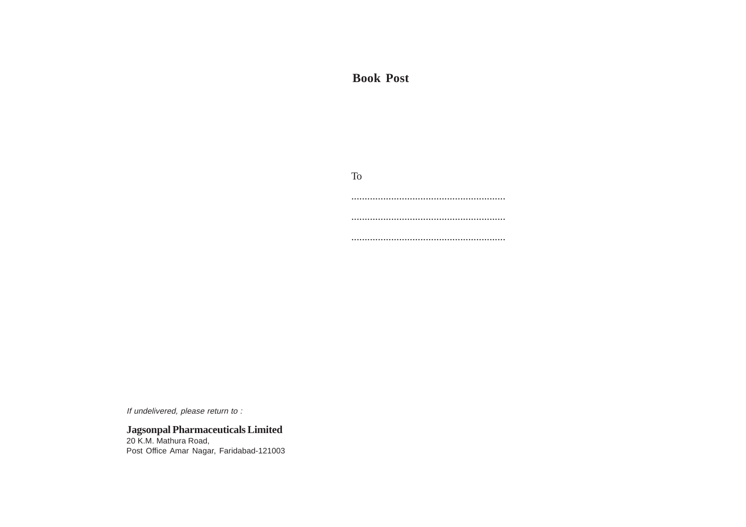**Book Post**

To

..........................................................

..........................................................

..........................................................

*If undelivered, please return to :*

**Jagsonpal Pharmaceuticals Limited**
20 K.M. Mathura Road,
Post Office Amar Nagar, Faridabad-121003